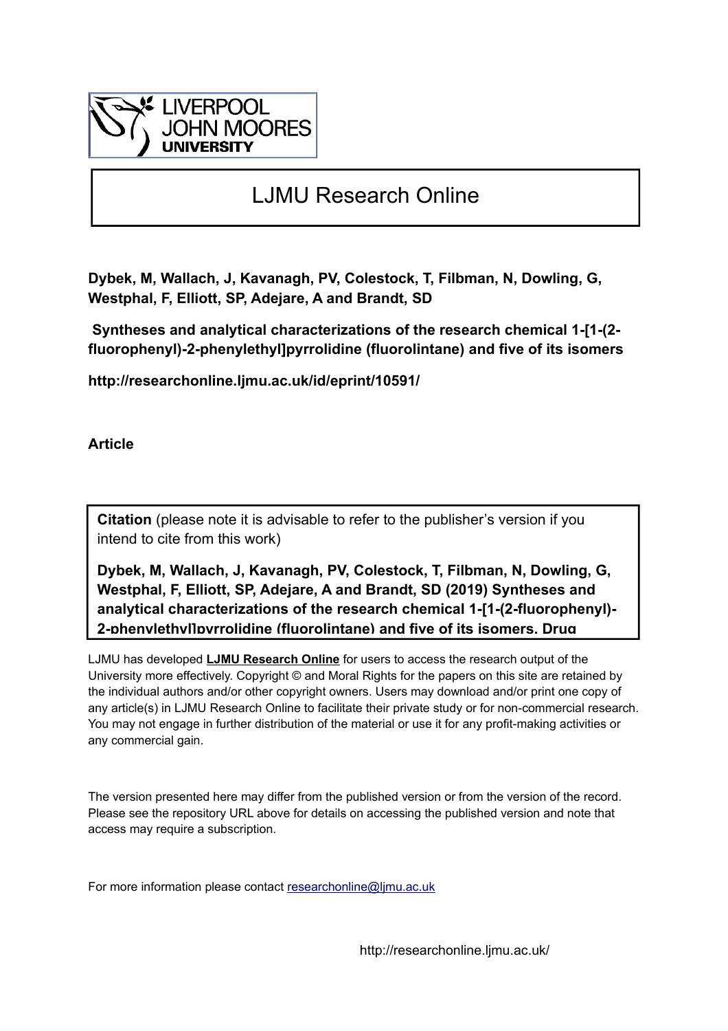LIVERPOOL JOHN MOORES UNIVERSITY

# LJMU Research Online

**Dybek, M, Wallach, J, Kavanagh, PV, Colestock, T, Filbman, N, Dowling, G, Westphal, F, Elliott, SP, Adejare, A and Brandt, SD**

**Syntheses and analytical characterizations of the research chemical 1-[1-(2-fluorophenyl)-2-phenylethyl]pyrrolidine (fluorolintane) and five of its isomers**

**http://researchonline.ljmu.ac.uk/id/eprint/10591/**

**Article**

**Citation** (please note it is advisable to refer to the publisher's version if you intend to cite from this work)

**Dybek, M, Wallach, J, Kavanagh, PV, Colestock, T, Filbman, N, Dowling, G, Westphal, F, Elliott, SP, Adejare, A and Brandt, SD (2019) Syntheses and analytical characterizations of the research chemical 1-[1-(2-fluorophenyl)-2-phenylethyl]pyrrolidine (fluorolintane) and five of its isomers. Drug**

LJMU has developed **LJMU Research Online** for users to access the research output of the University more effectively. Copyright © and Moral Rights for the papers on this site are retained by the individual authors and/or other copyright owners. Users may download and/or print one copy of any article(s) in LJMU Research Online to facilitate their private study or for non-commercial research. You may not engage in further distribution of the material or use it for any profit-making activities or any commercial gain.

The version presented here may differ from the published version or from the version of the record. Please see the repository URL above for details on accessing the published version and note that access may require a subscription.

For more information please contact researchonline@ljmu.ac.uk

http://researchonline.ljmu.ac.uk/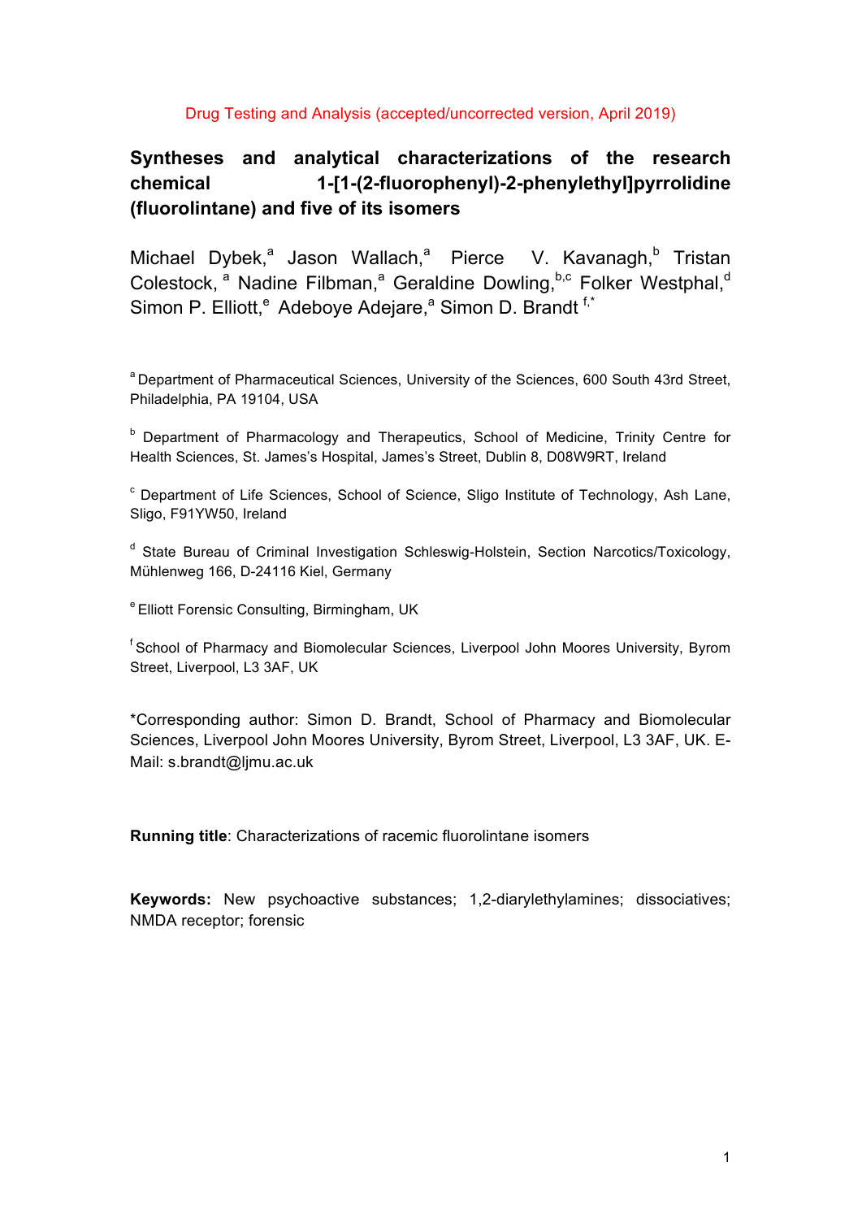Drug Testing and Analysis (accepted/uncorrected version, April 2019)

# Syntheses and analytical characterizations of the research chemical 1-[1-(2-fluorophenyl)-2-phenylethyl]pyrrolidine (fluorolintane) and five of its isomers

Michael Dybek,[a] Jason Wallach,[a] Pierce V. Kavanagh,[b] Tristan Colestock,[a] Nadine Filbman,[a] Geraldine Dowling,[b,c] Folker Westphal,[d] Simon P. Elliott,[e] Adeboye Adejare,[a] Simon D. Brandt [f,*]

[a] Department of Pharmaceutical Sciences, University of the Sciences, 600 South 43rd Street, Philadelphia, PA 19104, USA

[b] Department of Pharmacology and Therapeutics, School of Medicine, Trinity Centre for Health Sciences, St. James's Hospital, James's Street, Dublin 8, D08W9RT, Ireland

[c] Department of Life Sciences, School of Science, Sligo Institute of Technology, Ash Lane, Sligo, F91YW50, Ireland

[d] State Bureau of Criminal Investigation Schleswig-Holstein, Section Narcotics/Toxicology, Mühlenweg 166, D-24116 Kiel, Germany

[e] Elliott Forensic Consulting, Birmingham, UK

[f] School of Pharmacy and Biomolecular Sciences, Liverpool John Moores University, Byrom Street, Liverpool, L3 3AF, UK

*Corresponding author: Simon D. Brandt, School of Pharmacy and Biomolecular Sciences, Liverpool John Moores University, Byrom Street, Liverpool, L3 3AF, UK. E-Mail: s.brandt@ljmu.ac.uk

**Running title**: Characterizations of racemic fluorolintane isomers

**Keywords:** New psychoactive substances; 1,2-diarylethylamines; dissociatives; NMDA receptor; forensic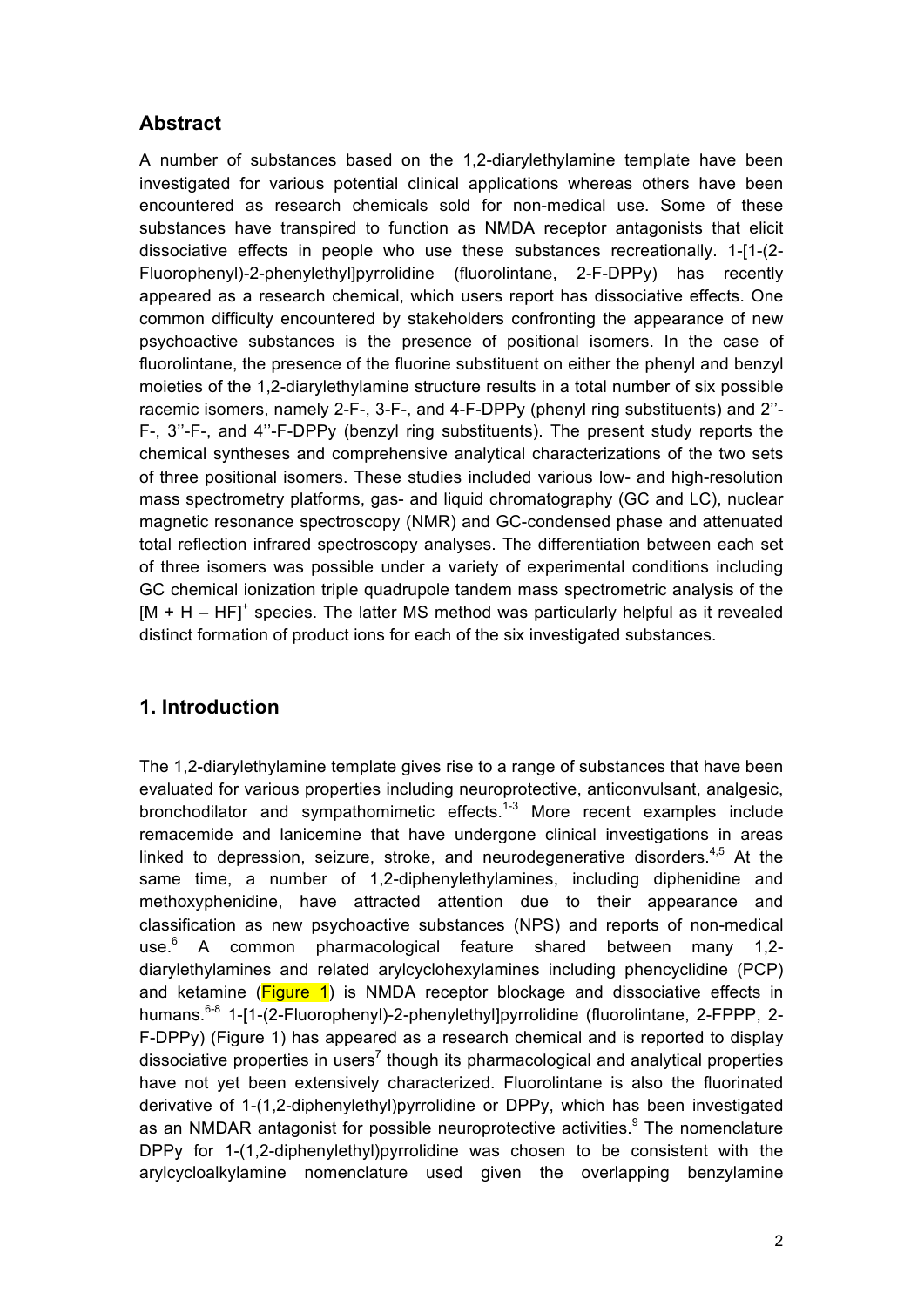## Abstract

A number of substances based on the 1,2-diarylethylamine template have been investigated for various potential clinical applications whereas others have been encountered as research chemicals sold for non-medical use. Some of these substances have transpired to function as NMDA receptor antagonists that elicit dissociative effects in people who use these substances recreationally. 1-[1-(2-Fluorophenyl)-2-phenylethyl]pyrrolidine (fluorolintane, 2-F-DPPy) has recently appeared as a research chemical, which users report has dissociative effects. One common difficulty encountered by stakeholders confronting the appearance of new psychoactive substances is the presence of positional isomers. In the case of fluorolintane, the presence of the fluorine substituent on either the phenyl and benzyl moieties of the 1,2-diarylethylamine structure results in a total number of six possible racemic isomers, namely 2-F-, 3-F-, and 4-F-DPPy (phenyl ring substituents) and 2''-F-, 3''-F-, and 4''-F-DPPy (benzyl ring substituents). The present study reports the chemical syntheses and comprehensive analytical characterizations of the two sets of three positional isomers. These studies included various low- and high-resolution mass spectrometry platforms, gas- and liquid chromatography (GC and LC), nuclear magnetic resonance spectroscopy (NMR) and GC-condensed phase and attenuated total reflection infrared spectroscopy analyses. The differentiation between each set of three isomers was possible under a variety of experimental conditions including GC chemical ionization triple quadrupole tandem mass spectrometric analysis of the $[M + H – HF]^+$ species. The latter MS method was particularly helpful as it revealed distinct formation of product ions for each of the six investigated substances.

## 1. Introduction

The 1,2-diarylethylamine template gives rise to a range of substances that have been evaluated for various properties including neuroprotective, anticonvulsant, analgesic, bronchodilator and sympathomimetic effects.[1-3] More recent examples include remacemide and lanicemine that have undergone clinical investigations in areas linked to depression, seizure, stroke, and neurodegenerative disorders.[4,5] At the same time, a number of 1,2-diphenylethylamines, including diphenidine and methoxphenidine, have attracted attention due to their appearance and classification as new psychoactive substances (NPS) and reports of non-medical use.[6] A common pharmacological feature shared between many 1,2-diarylethylamines and related arylcyclohexylamines including phencyclidine (PCP) and ketamine (Figure 1) is NMDA receptor blockage and dissociative effects in humans.[6-8] 1-[1-(2-Fluorophenyl)-2-phenylethyl]pyrrolidine (fluorolintane, 2-FPPP, 2-F-DPPy) (Figure 1) has appeared as a research chemical and is reported to display dissociative properties in users[7] though its pharmacological and analytical properties have not yet been extensively characterized. Fluorolintane is also the fluorinated derivative of 1-(1,2-diphenylethyl)pyrrolidine or DPPy, which has been investigated as an NMDAR antagonist for possible neuroprotective activities.[9] The nomenclature DPPy for 1-(1,2-diphenylethyl)pyrrolidine was chosen to be consistent with the arylcycloalkylamine nomenclature used given the overlapping benzylamine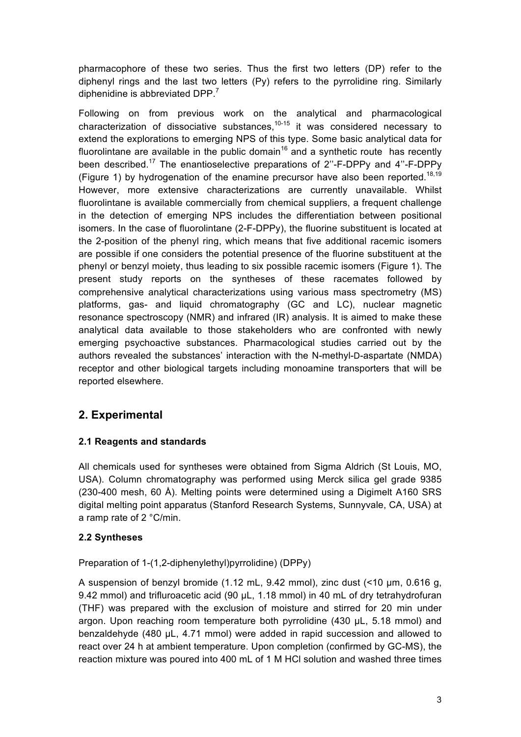pharmacophore of these two series. Thus the first two letters (DP) refer to the diphenyl rings and the last two letters (Py) refers to the pyrrolidine ring. Similarly diphenidine is abbreviated DPP.[7]

Following on from previous work on the analytical and pharmacological characterization of dissociative substances,[10-15] it was considered necessary to extend the explorations to emerging NPS of this type. Some basic analytical data for fluorolintane are available in the public domain[16] and a synthetic route has recently been described.[17] The enantioselective preparations of 2''-F-DPPy and 4''-F-DPPy (Figure 1) by hydrogenation of the enamine precursor have also been reported.[18,19] However, more extensive characterizations are currently unavailable. Whilst fluorolintane is available commercially from chemical suppliers, a frequent challenge in the detection of emerging NPS includes the differentiation between positional isomers. In the case of fluorolintane (2-F-DPPy), the fluorine substituent is located at the 2-position of the phenyl ring, which means that five additional racemic isomers are possible if one considers the potential presence of the fluorine substituent at the phenyl or benzyl moiety, thus leading to six possible racemic isomers (Figure 1). The present study reports on the syntheses of these racemates followed by comprehensive analytical characterizations using various mass spectrometry (MS) platforms, gas- and liquid chromatography (GC and LC), nuclear magnetic resonance spectroscopy (NMR) and infrared (IR) analysis. It is aimed to make these analytical data available to those stakeholders who are confronted with newly emerging psychoactive substances. Pharmacological studies carried out by the authors revealed the substances' interaction with the N-methyl-D-aspartate (NMDA) receptor and other biological targets including monoamine transporters that will be reported elsewhere.

## 2. Experimental

### 2.1 Reagents and standards

All chemicals used for syntheses were obtained from Sigma Aldrich (St Louis, MO, USA). Column chromatography was performed using Merck silica gel grade 9385 (230-400 mesh, 60 Å). Melting points were determined using a Digimelt A160 SRS digital melting point apparatus (Stanford Research Systems, Sunnyvale, CA, USA) at a ramp rate of 2 °C/min.

### 2.2 Syntheses

Preparation of 1-(1,2-diphenylethyl)pyrrolidine) (DPPy)

A suspension of benzyl bromide (1.12 mL, 9.42 mmol), zinc dust (<10 µm, 0.616 g, 9.42 mmol) and trifluroacetic acid (90 µL, 1.18 mmol) in 40 mL of dry tetrahydrofuran (THF) was prepared with the exclusion of moisture and stirred for 20 min under argon. Upon reaching room temperature both pyrrolidine (430 µL, 5.18 mmol) and benzaldehyde (480 µL, 4.71 mmol) were added in rapid succession and allowed to react over 24 h at ambient temperature. Upon completion (confirmed by GC-MS), the reaction mixture was poured into 400 mL of 1 M HCl solution and washed three times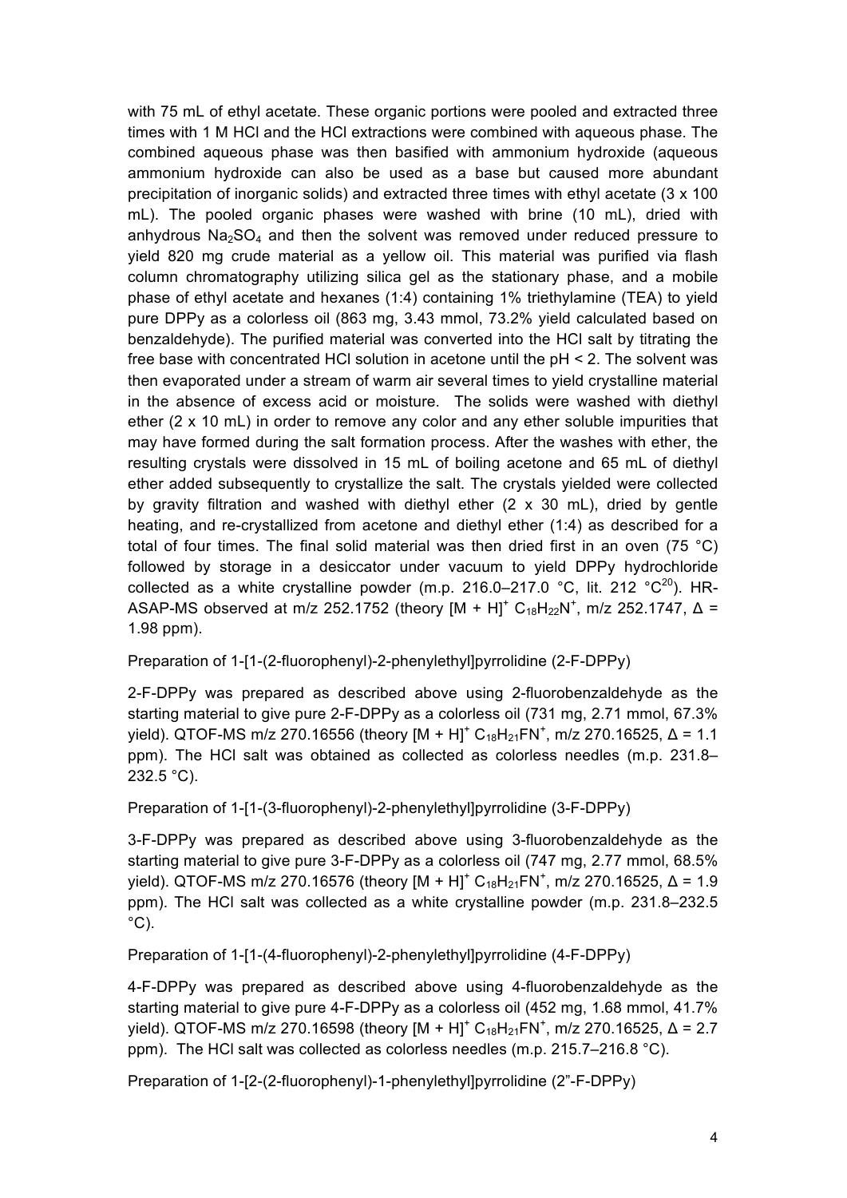with 75 mL of ethyl acetate. These organic portions were pooled and extracted three times with 1 M HCl and the HCl extractions were combined with aqueous phase. The combined aqueous phase was then basified with ammonium hydroxide (aqueous ammonium hydroxide can also be used as a base but caused more abundant precipitation of inorganic solids) and extracted three times with ethyl acetate (3 x 100 mL). The pooled organic phases were washed with brine (10 mL), dried with anhydrous $Na_2SO_4$ and then the solvent was removed under reduced pressure to yield 820 mg crude material as a yellow oil. This material was purified via flash column chromatography utilizing silica gel as the stationary phase, and a mobile phase of ethyl acetate and hexanes (1:4) containing 1% triethylamine (TEA) to yield pure DPPy as a colorless oil (863 mg, 3.43 mmol, 73.2% yield calculated based on benzaldehyde). The purified material was converted into the HCl salt by titrating the free base with concentrated HCl solution in acetone until the pH < 2. The solvent was then evaporated under a stream of warm air several times to yield crystalline material in the absence of excess acid or moisture. The solids were washed with diethyl ether (2 x 10 mL) in order to remove any color and any ether soluble impurities that may have formed during the salt formation process. After the washes with ether, the resulting crystals were dissolved in 15 mL of boiling acetone and 65 mL of diethyl ether added subsequently to crystallize the salt. The crystals yielded were collected by gravity filtration and washed with diethyl ether (2 x 30 mL), dried by gentle heating, and re-crystallized from acetone and diethyl ether (1:4) as described for a total of four times. The final solid material was then dried first in an oven (75 °C) followed by storage in a desiccator under vacuum to yield DPPy hydrochloride collected as a white crystalline powder (m.p. 216.0–217.0 °C, lit. 212 °C[20]). HR-ASAP-MS observed at m/z 252.1752 (theory $[M + H]^+$ $C_{18}H_{22}N^+$, m/z 252.1747, Δ = 1.98 ppm).

Preparation of 1-[1-(2-fluorophenyl)-2-phenylethyl]pyrrolidine (2-F-DPPy)

2-F-DPPy was prepared as described above using 2-fluorobenzaldehyde as the starting material to give pure 2-F-DPPy as a colorless oil (731 mg, 2.71 mmol, 67.3% yield). QTOF-MS m/z 270.16556 (theory $[M + H]^+$ $C_{18}H_{21}FN^+$, m/z 270.16525, Δ = 1.1 ppm). The HCl salt was obtained as collected as colorless needles (m.p. 231.8–232.5 °C).

Preparation of 1-[1-(3-fluorophenyl)-2-phenylethyl]pyrrolidine (3-F-DPPy)

3-F-DPPy was prepared as described above using 3-fluorobenzaldehyde as the starting material to give pure 3-F-DPPy as a colorless oil (747 mg, 2.77 mmol, 68.5% yield). QTOF-MS m/z 270.16576 (theory $[M + H]^+$ $C_{18}H_{21}FN^+$, m/z 270.16525, Δ = 1.9 ppm). The HCl salt was collected as a white crystalline powder (m.p. 231.8–232.5 °C).

Preparation of 1-[1-(4-fluorophenyl)-2-phenylethyl]pyrrolidine (4-F-DPPy)

4-F-DPPy was prepared as described above using 4-fluorobenzaldehyde as the starting material to give pure 4-F-DPPy as a colorless oil (452 mg, 1.68 mmol, 41.7% yield). QTOF-MS m/z 270.16598 (theory $[M + H]^+$ $C_{18}H_{21}FN^+$, m/z 270.16525, Δ = 2.7 ppm). The HCl salt was collected as colorless needles (m.p. 215.7–216.8 °C).

Preparation of 1-[2-(2-fluorophenyl)-1-phenylethyl]pyrrolidine (2"-F-DPPy)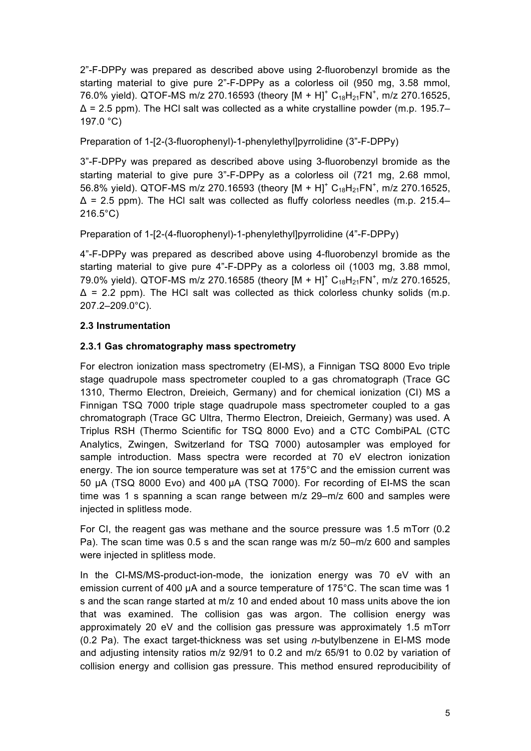2”-F-DPPy was prepared as described above using 2-fluorobenzyl bromide as the starting material to give pure 2”-F-DPPy as a colorless oil (950 mg, 3.58 mmol, 76.0% yield). QTOF-MS m/z 270.16593 (theory $[M + H]^+$ $C_{18}H_{21}FN^+$, m/z 270.16525, Δ = 2.5 ppm). The HCl salt was collected as a white crystalline powder (m.p. 195.7–197.0 °C)

Preparation of 1-[2-(3-fluorophenyl)-1-phenylethyl]pyrrolidine (3”-F-DPPy)

3”-F-DPPy was prepared as described above using 3-fluorobenzyl bromide as the starting material to give pure 3”-F-DPPy as a colorless oil (721 mg, 2.68 mmol, 56.8% yield). QTOF-MS m/z 270.16593 (theory $[M + H]^+$ $C_{18}H_{21}FN^+$, m/z 270.16525, Δ = 2.5 ppm). The HCl salt was collected as fluffy colorless needles (m.p. 215.4–216.5°C)

Preparation of 1-[2-(4-fluorophenyl)-1-phenylethyl]pyrrolidine (4”-F-DPPy)

4”-F-DPPy was prepared as described above using 4-fluorobenzyl bromide as the starting material to give pure 4”-F-DPPy as a colorless oil (1003 mg, 3.88 mmol, 79.0% yield). QTOF-MS m/z 270.16585 (theory $[M + H]^+$ $C_{18}H_{21}FN^+$, m/z 270.16525, Δ = 2.2 ppm). The HCl salt was collected as thick colorless chunky solids (m.p. 207.2–209.0°C).

### 2.3 Instrumentation

#### 2.3.1 Gas chromatography mass spectrometry

For electron ionization mass spectrometry (EI-MS), a Finnigan TSQ 8000 Evo triple stage quadrupole mass spectrometer coupled to a gas chromatograph (Trace GC 1310, Thermo Electron, Dreieich, Germany) and for chemical ionization (CI) MS a Finnigan TSQ 7000 triple stage quadrupole mass spectrometer coupled to a gas chromatograph (Trace GC Ultra, Thermo Electron, Dreieich, Germany) was used. A Triplus RSH (Thermo Scientific for TSQ 8000 Evo) and a CTC CombiPAL (CTC Analytics, Zwingen, Switzerland for TSQ 7000) autosampler was employed for sample introduction. Mass spectra were recorded at 70 eV electron ionization energy. The ion source temperature was set at 175°C and the emission current was 50 µA (TSQ 8000 Evo) and 400 µA (TSQ 7000). For recording of EI-MS the scan time was 1 s spanning a scan range between m/z 29–m/z 600 and samples were injected in splitless mode.

For CI, the reagent gas was methane and the source pressure was 1.5 mTorr (0.2 Pa). The scan time was 0.5 s and the scan range was m/z 50–m/z 600 and samples were injected in splitless mode.

In the CI-MS/MS-product-ion-mode, the ionization energy was 70 eV with an emission current of 400 µA and a source temperature of 175°C. The scan time was 1 s and the scan range started at m/z 10 and ended about 10 mass units above the ion that was examined. The collision gas was argon. The collision energy was approximately 20 eV and the collision gas pressure was approximately 1.5 mTorr (0.2 Pa). The exact target-thickness was set using *n*-butylbenzene in EI-MS mode and adjusting intensity ratios m/z 92/91 to 0.2 and m/z 65/91 to 0.02 by variation of collision energy and collision gas pressure. This method ensured reproducibility of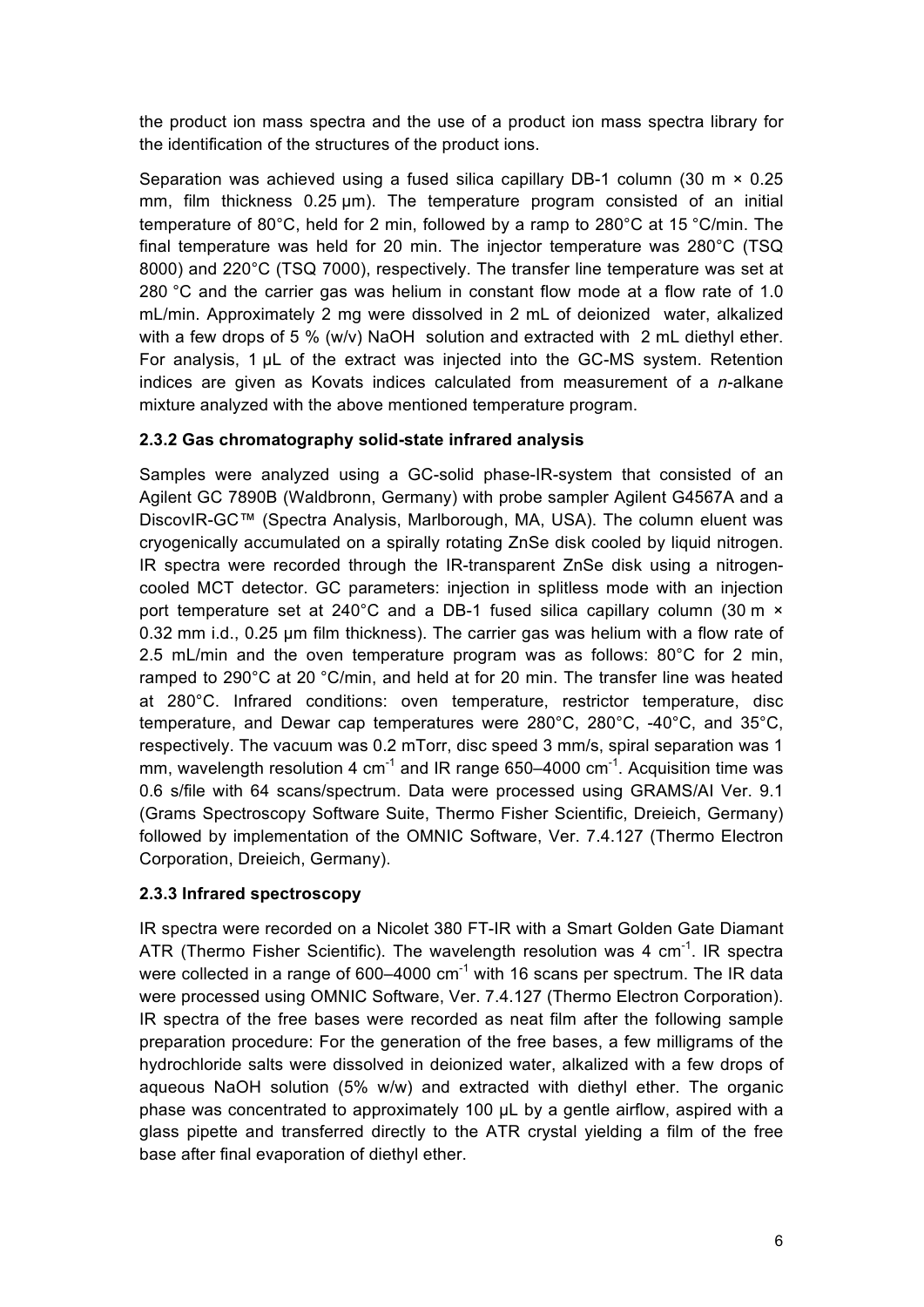the product ion mass spectra and the use of a product ion mass spectra library for the identification of the structures of the product ions.

Separation was achieved using a fused silica capillary DB-1 column (30 m × 0.25 mm, film thickness 0.25 µm). The temperature program consisted of an initial temperature of 80°C, held for 2 min, followed by a ramp to 280°C at 15 °C/min. The final temperature was held for 20 min. The injector temperature was 280°C (TSQ 8000) and 220°C (TSQ 7000), respectively. The transfer line temperature was set at 280 °C and the carrier gas was helium in constant flow mode at a flow rate of 1.0 mL/min. Approximately 2 mg were dissolved in 2 mL of deionized water, alkalized with a few drops of 5 % (w/v) NaOH solution and extracted with 2 mL diethyl ether. For analysis, 1 µL of the extract was injected into the GC-MS system. Retention indices are given as Kovats indices calculated from measurement of a *n*-alkane mixture analyzed with the above mentioned temperature program.

### 2.3.2 Gas chromatography solid-state infrared analysis

Samples were analyzed using a GC-solid phase-IR-system that consisted of an Agilent GC 7890B (Waldbronn, Germany) with probe sampler Agilent G4567A and a DiscovIR-GC™ (Spectra Analysis, Marlborough, MA, USA). The column eluent was cryogenically accumulated on a spirally rotating ZnSe disk cooled by liquid nitrogen. IR spectra were recorded through the IR-transparent ZnSe disk using a nitrogen-cooled MCT detector. GC parameters: injection in splitless mode with an injection port temperature set at 240°C and a DB-1 fused silica capillary column (30 m × 0.32 mm i.d., 0.25 µm film thickness). The carrier gas was helium with a flow rate of 2.5 mL/min and the oven temperature program was as follows: 80°C for 2 min, ramped to 290°C at 20 °C/min, and held at for 20 min. The transfer line was heated at 280°C. Infrared conditions: oven temperature, restrictor temperature, disc temperature, and Dewar cap temperatures were 280°C, 280°C, -40°C, and 35°C, respectively. The vacuum was 0.2 mTorr, disc speed 3 mm/s, spiral separation was 1 mm, wavelength resolution 4 $cm^{-1}$ and IR range 650–4000 $cm^{-1}$. Acquisition time was 0.6 s/file with 64 scans/spectrum. Data were processed using GRAMS/AI Ver. 9.1 (Grams Spectroscopy Software Suite, Thermo Fisher Scientific, Dreieich, Germany) followed by implementation of the OMNIC Software, Ver. 7.4.127 (Thermo Electron Corporation, Dreieich, Germany).

### 2.3.3 Infrared spectroscopy

IR spectra were recorded on a Nicolet 380 FT-IR with a Smart Golden Gate Diamant ATR (Thermo Fisher Scientific). The wavelength resolution was 4 $cm^{-1}$. IR spectra were collected in a range of 600–4000 $cm^{-1}$ with 16 scans per spectrum. The IR data were processed using OMNIC Software, Ver. 7.4.127 (Thermo Electron Corporation). IR spectra of the free bases were recorded as neat film after the following sample preparation procedure: For the generation of the free bases, a few milligrams of the hydrochloride salts were dissolved in deionized water, alkalized with a few drops of aqueous NaOH solution (5% w/w) and extracted with diethyl ether. The organic phase was concentrated to approximately 100 µL by a gentle airflow, aspired with a glass pipette and transferred directly to the ATR crystal yielding a film of the free base after final evaporation of diethyl ether.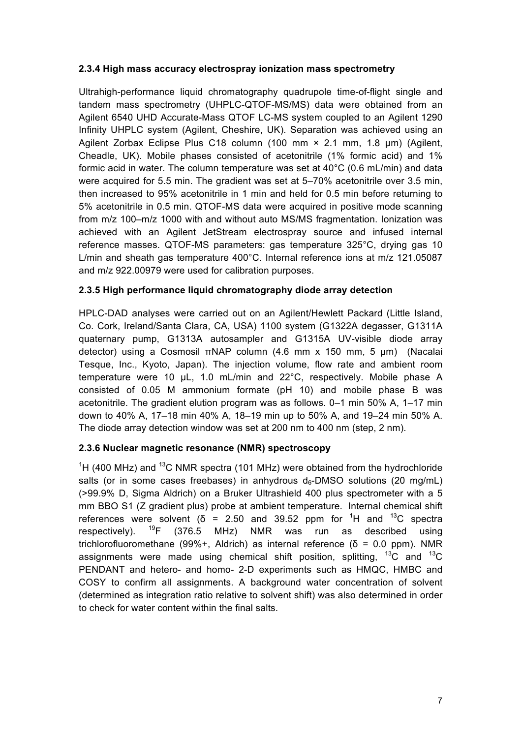### 2.3.4 High mass accuracy electrospray ionization mass spectrometry

Ultrahigh-performance liquid chromatography quadrupole time-of-flight single and tandem mass spectrometry (UHPLC-QTOF-MS/MS) data were obtained from an Agilent 6540 UHD Accurate-Mass QTOF LC-MS system coupled to an Agilent 1290 Infinity UHPLC system (Agilent, Cheshire, UK). Separation was achieved using an Agilent Zorbax Eclipse Plus C18 column (100 mm × 2.1 mm, 1.8 µm) (Agilent, Cheadle, UK). Mobile phases consisted of acetonitrile (1% formic acid) and 1% formic acid in water. The column temperature was set at 40°C (0.6 mL/min) and data were acquired for 5.5 min. The gradient was set at 5–70% acetonitrile over 3.5 min, then increased to 95% acetonitrile in 1 min and held for 0.5 min before returning to 5% acetonitrile in 0.5 min. QTOF-MS data were acquired in positive mode scanning from m/z 100–m/z 1000 with and without auto MS/MS fragmentation. Ionization was achieved with an Agilent JetStream electrospray source and infused internal reference masses. QTOF-MS parameters: gas temperature 325°C, drying gas 10 L/min and sheath gas temperature 400°C. Internal reference ions at m/z 121.05087 and m/z 922.00979 were used for calibration purposes.

### 2.3.5 High performance liquid chromatography diode array detection

HPLC-DAD analyses were carried out on an Agilent/Hewlett Packard (Little Island, Co. Cork, Ireland/Santa Clara, CA, USA) 1100 system (G1322A degasser, G1311A quaternary pump, G1313A autosampler and G1315A UV-visible diode array detector) using a Cosmosil πNAP column (4.6 mm x 150 mm, 5 µm) (Nacalai Tesque, Inc., Kyoto, Japan). The injection volume, flow rate and ambient room temperature were 10 µL, 1.0 mL/min and 22°C, respectively. Mobile phase A consisted of 0.05 M ammonium formate (pH 10) and mobile phase B was acetonitrile. The gradient elution program was as follows. 0–1 min 50% A, 1–17 min down to 40% A, 17–18 min 40% A, 18–19 min up to 50% A, and 19–24 min 50% A. The diode array detection window was set at 200 nm to 400 nm (step, 2 nm).

### 2.3.6 Nuclear magnetic resonance (NMR) spectroscopy

$^{1}H$ (400 MHz) and $^{13}C$ NMR spectra (101 MHz) were obtained from the hydrochloride salts (or in some cases freebases) in anhydrous $d_6$-DMSO solutions (20 mg/mL) (>99.9% D, Sigma Aldrich) on a Bruker Ultrashield 400 plus spectrometer with a 5 mm BBO S1 (Z gradient plus) probe at ambient temperature. Internal chemical shift references were solvent ($\delta$ = 2.50 and 39.52 ppm for $^{1}H$ and $^{13}C$ spectra respectively). $^{19}F$ (376.5 MHz) NMR was run as described using trichlorofluoromethane (99%+, Aldrich) as internal reference ($\delta$ = 0.0 ppm). NMR assignments were made using chemical shift position, splitting, $^{13}C$ and $^{13}C$ PENDANT and hetero- and homo- 2-D experiments such as HMQC, HMBC and COSY to confirm all assignments. A background water concentration of solvent (determined as integration ratio relative to solvent shift) was also determined in order to check for water content within the final salts.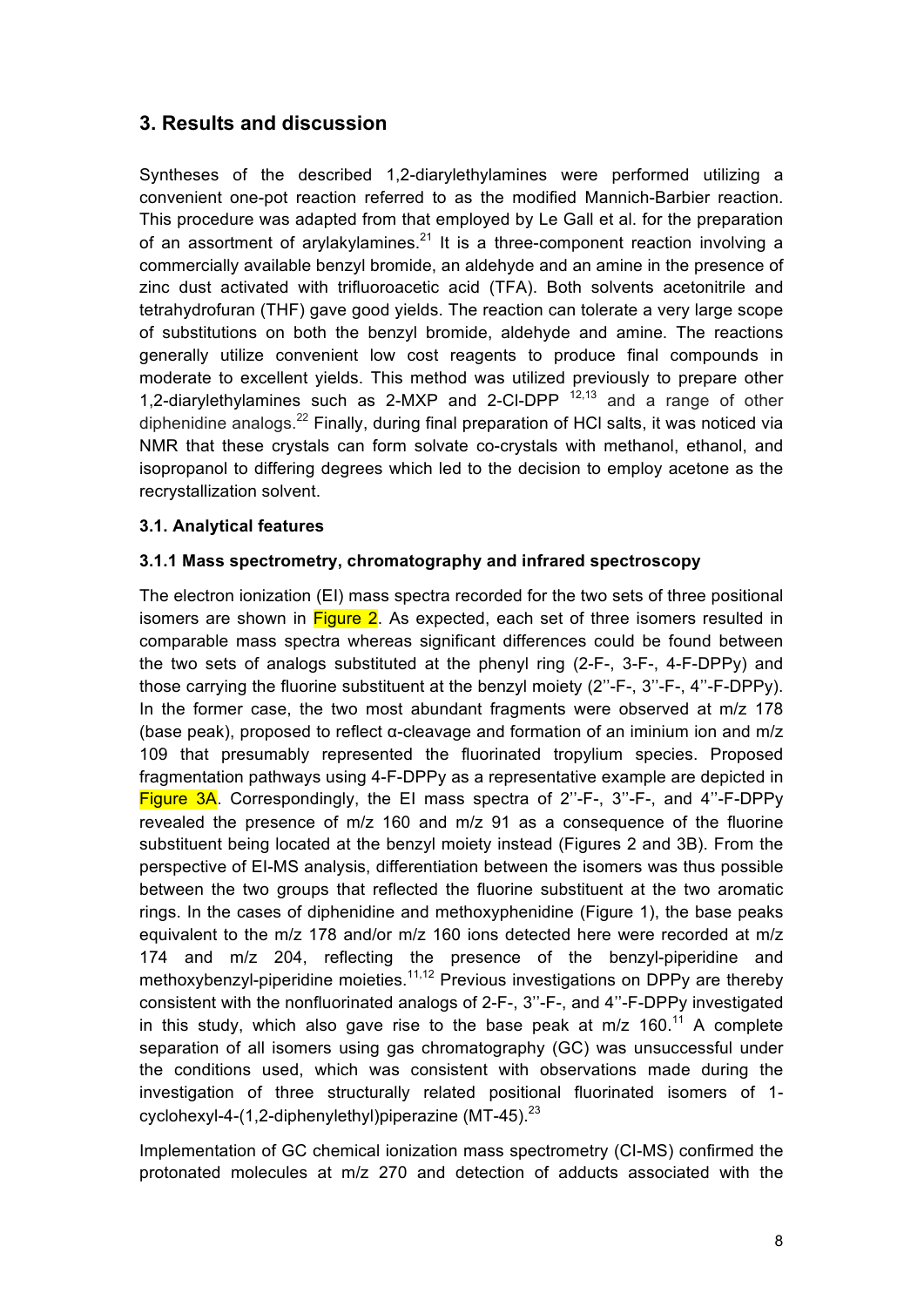## 3. Results and discussion

Syntheses of the described 1,2-diarylethylamines were performed utilizing a convenient one-pot reaction referred to as the modified Mannich-Barbier reaction. This procedure was adapted from that employed by Le Gall et al. for the preparation of an assortment of arylakylamines.[21] It is a three-component reaction involving a commercially available benzyl bromide, an aldehyde and an amine in the presence of zinc dust activated with trifluoroacetic acid (TFA). Both solvents acetonitrile and tetrahydrofuran (THF) gave good yields. The reaction can tolerate a very large scope of substitutions on both the benzyl bromide, aldehyde and amine. The reactions generally utilize convenient low cost reagents to produce final compounds in moderate to excellent yields. This method was utilized previously to prepare other 1,2-diarylethylamines such as 2-MXP and 2-Cl-DPP [12,13] and a range of other diphenidine analogs.[22] Finally, during final preparation of HCl salts, it was noticed via NMR that these crystals can form solvate co-crystals with methanol, ethanol, and isopropanol to differing degrees which led to the decision to employ acetone as the recrystallization solvent.

### 3.1. Analytical features

#### 3.1.1 Mass spectrometry, chromatography and infrared spectroscopy

The electron ionization (EI) mass spectra recorded for the two sets of three positional isomers are shown in Figure 2. As expected, each set of three isomers resulted in comparable mass spectra whereas significant differences could be found between the two sets of analogs substituted at the phenyl ring (2-F-, 3-F-, 4-F-DPPy) and those carrying the fluorine substituent at the benzyl moiety (2''-F-, 3''-F-, 4''-F-DPPy). In the former case, the two most abundant fragments were observed at m/z 178 (base peak), proposed to reflect α-cleavage and formation of an iminium ion and m/z 109 that presumably represented the fluorinated tropylium species. Proposed fragmentation pathways using 4-F-DPPy as a representative example are depicted in Figure 3A. Correspondingly, the EI mass spectra of 2''-F-, 3''-F-, and 4''-F-DPPy revealed the presence of m/z 160 and m/z 91 as a consequence of the fluorine substituent being located at the benzyl moiety instead (Figures 2 and 3B). From the perspective of EI-MS analysis, differentiation between the isomers was thus possible between the two groups that reflected the fluorine substituent at the two aromatic rings. In the cases of diphenidine and methoxyphenidine (Figure 1), the base peaks equivalent to the m/z 178 and/or m/z 160 ions detected here were recorded at m/z 174 and m/z 204, reflecting the presence of the benzyl-piperidine and methoxybenzyl-piperidine moieties.[11,12] Previous investigations on DPPy are thereby consistent with the nonfluorinated analogs of 2-F-, 3''-F-, and 4''-F-DPPy investigated in this study, which also gave rise to the base peak at m/z 160.[11] A complete separation of all isomers using gas chromatography (GC) was unsuccessful under the conditions used, which was consistent with observations made during the investigation of three structurally related positional fluorinated isomers of 1-cyclohexyl-4-(1,2-diphenylethyl)piperazine (MT-45).[23]

Implementation of GC chemical ionization mass spectrometry (CI-MS) confirmed the protonated molecules at m/z 270 and detection of adducts associated with the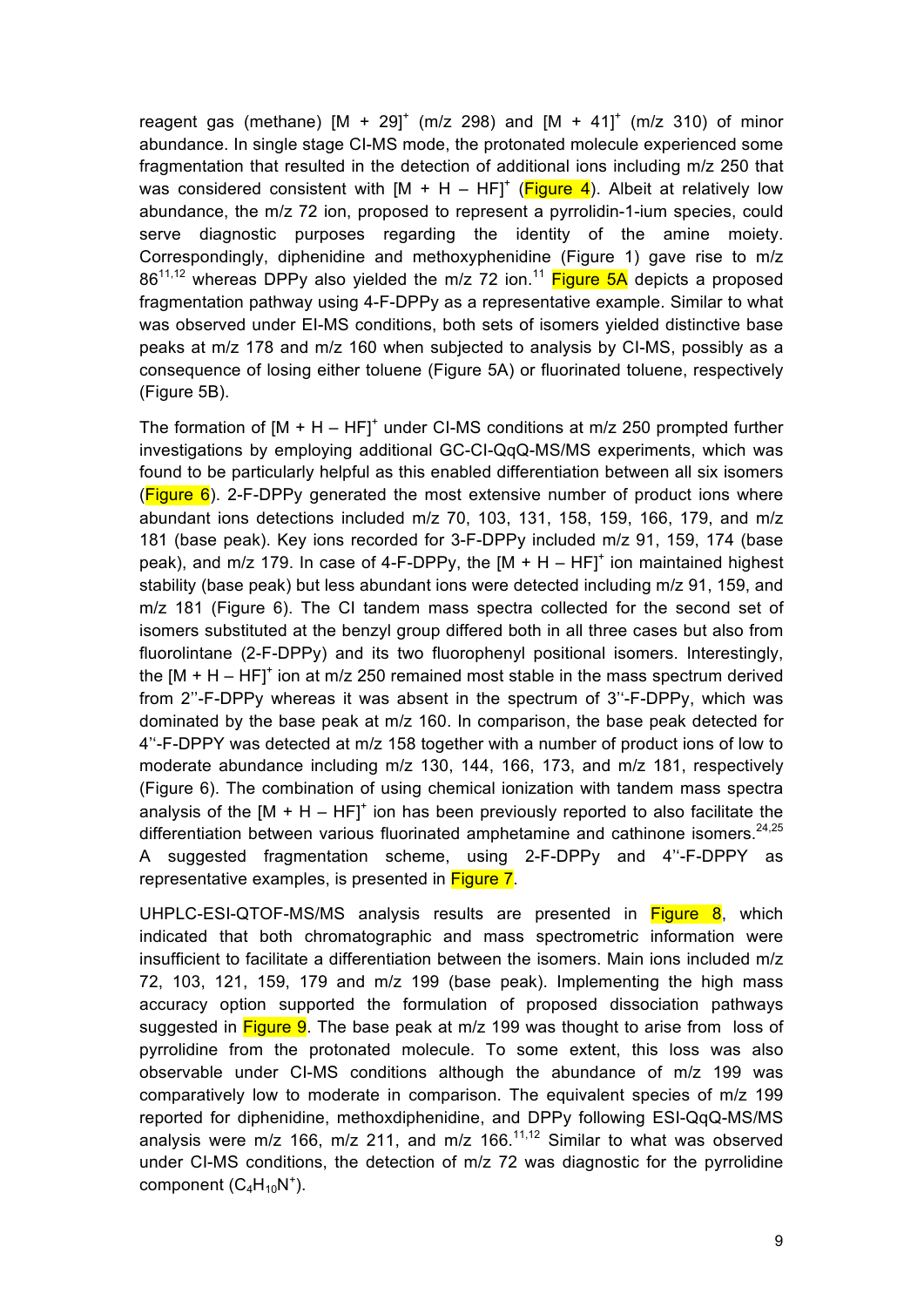reagent gas (methane) $[M + 29]^+$ (m/z 298) and $[M + 41]^+$ (m/z 310) of minor abundance. In single stage CI-MS mode, the protonated molecule experienced some fragmentation that resulted in the detection of additional ions including m/z 250 that was considered consistent with $[M + H – HF]^+$ (Figure 4). Albeit at relatively low abundance, the m/z 72 ion, proposed to represent a pyrrolidin-1-ium species, could serve diagnostic purposes regarding the identity of the amine moiety. Correspondingly, diphenidine and methoxyphenidine (Figure 1) gave rise to m/z 86[11,12] whereas DPPy also yielded the m/z 72 ion.[11] Figure 5A depicts a proposed fragmentation pathway using 4-F-DPPy as a representative example. Similar to what was observed under EI-MS conditions, both sets of isomers yielded distinctive base peaks at m/z 178 and m/z 160 when subjected to analysis by CI-MS, possibly as a consequence of losing either toluene (Figure 5A) or fluorinated toluene, respectively (Figure 5B).

The formation of $[M + H – HF]^+$ under CI-MS conditions at m/z 250 prompted further investigations by employing additional GC-CI-QqQ-MS/MS experiments, which was found to be particularly helpful as this enabled differentiation between all six isomers (Figure 6). 2-F-DPPy generated the most extensive number of product ions where abundant ions detections included m/z 70, 103, 131, 158, 159, 166, 179, and m/z 181 (base peak). Key ions recorded for 3-F-DPPy included m/z 91, 159, 174 (base peak), and m/z 179. In case of 4-F-DPPy, the $[M + H – HF]^+$ ion maintained highest stability (base peak) but less abundant ions were detected including m/z 91, 159, and m/z 181 (Figure 6). The CI tandem mass spectra collected for the second set of isomers substituted at the benzyl group differed both in all three cases but also from fluorolintane (2-F-DPPy) and its two fluorophenyl positional isomers. Interestingly, the $[M + H – HF]^+$ ion at m/z 250 remained most stable in the mass spectrum derived from 2''-F-DPPy whereas it was absent in the spectrum of 3''-F-DPPy, which was dominated by the base peak at m/z 160. In comparison, the base peak detected for 4''-F-DPPY was detected at m/z 158 together with a number of product ions of low to moderate abundance including m/z 130, 144, 166, 173, and m/z 181, respectively (Figure 6). The combination of using chemical ionization with tandem mass spectra analysis of the $[M + H – HF]^+$ ion has been previously reported to also facilitate the differentiation between various fluorinated amphetamine and cathinone isomers.[24,25] A suggested fragmentation scheme, using 2-F-DPPy and 4''-F-DPPY as representative examples, is presented in Figure 7.

UHPLC-ESI-QTOF-MS/MS analysis results are presented in Figure 8, which indicated that both chromatographic and mass spectrometric information were insufficient to facilitate a differentiation between the isomers. Main ions included m/z 72, 103, 121, 159, 179 and m/z 199 (base peak). Implementing the high mass accuracy option supported the formulation of proposed dissociation pathways suggested in Figure 9. The base peak at m/z 199 was thought to arise from loss of pyrrolidine from the protonated molecule. To some extent, this loss was also observable under CI-MS conditions although the abundance of m/z 199 was comparatively low to moderate in comparison. The equivalent species of m/z 199 reported for diphenidine, methoxdiphenidine, and DPPy following ESI-QqQ-MS/MS analysis were m/z 166, m/z 211, and m/z 166.[11,12] Similar to what was observed under CI-MS conditions, the detection of m/z 72 was diagnostic for the pyrrolidine component ($C_4H_{10}N^+$).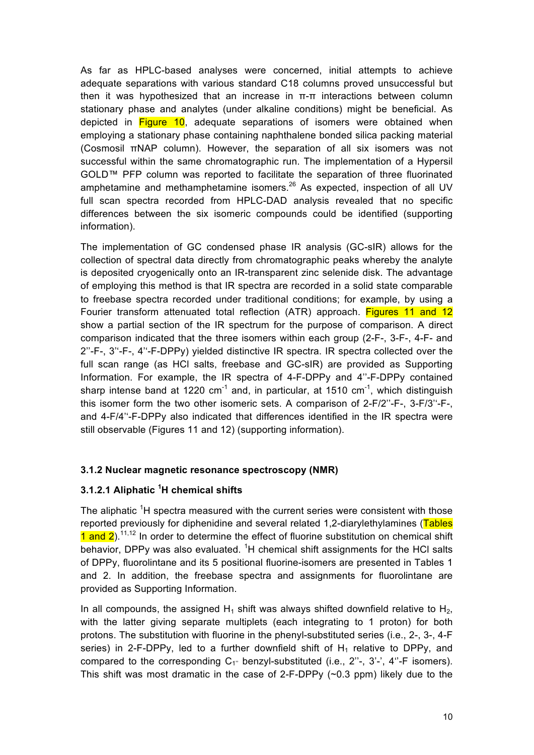As far as HPLC-based analyses were concerned, initial attempts to achieve adequate separations with various standard C18 columns proved unsuccessful but then it was hypothesized that an increase in π-π interactions between column stationary phase and analytes (under alkaline conditions) might be beneficial. As depicted in Figure 10, adequate separations of isomers were obtained when employing a stationary phase containing naphthalene bonded silica packing material (Cosmosil πNAP column). However, the separation of all six isomers was not successful within the same chromatographic run. The implementation of a Hypersil GOLD™ PFP column was reported to facilitate the separation of three fluorinated amphetamine and methamphetamine isomers.[26] As expected, inspection of all UV full scan spectra recorded from HPLC-DAD analysis revealed that no specific differences between the six isomeric compounds could be identified (supporting information).

The implementation of GC condensed phase IR analysis (GC-sIR) allows for the collection of spectral data directly from chromatographic peaks whereby the analyte is deposited cryogenically onto an IR-transparent zinc selenide disk. The advantage of employing this method is that IR spectra are recorded in a solid state comparable to freebase spectra recorded under traditional conditions; for example, by using a Fourier transform attenuated total reflection (ATR) approach. Figures 11 and 12 show a partial section of the IR spectrum for the purpose of comparison. A direct comparison indicated that the three isomers within each group (2-F-, 3-F-, 4-F- and 2''-F-, 3''-F-, 4''-F-DPPy) yielded distinctive IR spectra. IR spectra collected over the full scan range (as HCl salts, freebase and GC-sIR) are provided as Supporting Information. For example, the IR spectra of 4-F-DPPy and 4''-F-DPPy contained sharp intense band at 1220 $cm^{-1}$ and, in particular, at 1510 $cm^{-1}$, which distinguish this isomer form the two other isomeric sets. A comparison of 2-F/2''-F-, 3-F/3''-F-, and 4-F/4''-F-DPPy also indicated that differences identified in the IR spectra were still observable (Figures 11 and 12) (supporting information).

### 3.1.2 Nuclear magnetic resonance spectroscopy (NMR)

#### 3.1.2.1 Aliphatic $^1$H chemical shifts

The aliphatic $^1$H spectra measured with the current series were consistent with those reported previously for diphenidine and several related 1,2-diarylethylamines (Tables 1 and 2).[11,12] In order to determine the effect of fluorine substitution on chemical shift behavior, DPPy was also evaluated. $^1$H chemical shift assignments for the HCl salts of DPPy, fluorolintane and its 5 positional fluorine-isomers are presented in Tables 1 and 2. In addition, the freebase spectra and assignments for fluorolintane are provided as Supporting Information.

In all compounds, the assigned $H_1$ shift was always shifted downfield relative to $H_2$, with the latter giving separate multiplets (each integrating to 1 proton) for both protons. The substitution with fluorine in the phenyl-substituted series (i.e., 2-, 3-, 4-F series) in 2-F-DPPy, led to a further downfield shift of $H_1$ relative to DPPy, and compared to the corresponding $C_{1''}$ benzyl-substituted (i.e., 2''-, 3'-', 4''-F isomers). This shift was most dramatic in the case of 2-F-DPPy (~0.3 ppm) likely due to the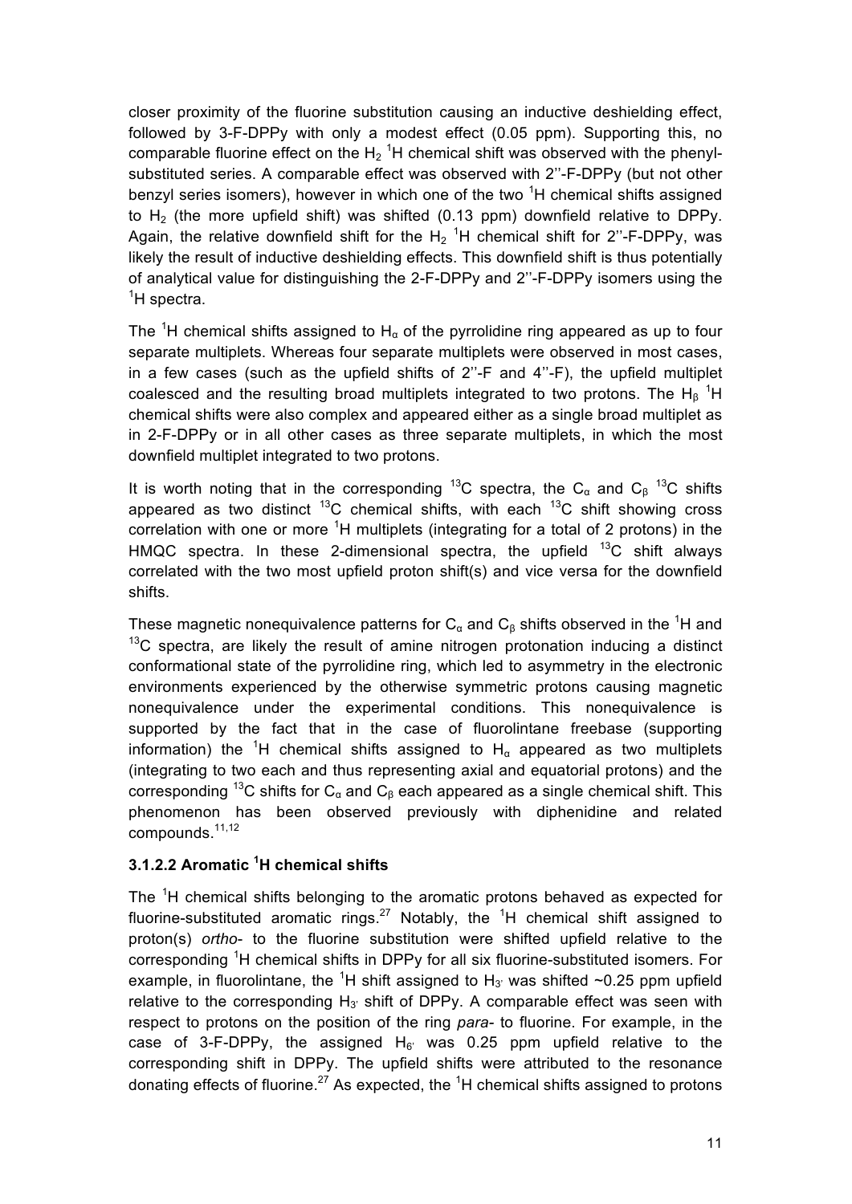closer proximity of the fluorine substitution causing an inductive deshielding effect, followed by 3-F-DPPy with only a modest effect (0.05 ppm). Supporting this, no comparable fluorine effect on the $H_2$ $^1H$ chemical shift was observed with the phenyl-substituted series. A comparable effect was observed with 2''-F-DPPy (but not other benzyl series isomers), however in which one of the two $^1H$ chemical shifts assigned to $H_2$ (the more upfield shift) was shifted (0.13 ppm) downfield relative to DPPy. Again, the relative downfield shift for the $H_2$ $^1H$ chemical shift for 2''-F-DPPy, was likely the result of inductive deshielding effects. This downfield shift is thus potentially of analytical value for distinguishing the 2-F-DPPy and 2''-F-DPPy isomers using the $^1H$ spectra.

The $^1H$ chemical shifts assigned to $H_\alpha$ of the pyrrolidine ring appeared as up to four separate multiplets. Whereas four separate multiplets were observed in most cases, in a few cases (such as the upfield shifts of 2''-F and 4''-F), the upfield multiplet coalesced and the resulting broad multiplets integrated to two protons. The $H_\beta$ $^1H$ chemical shifts were also complex and appeared either as a single broad multiplet as in 2-F-DPPy or in all other cases as three separate multiplets, in which the most downfield multiplet integrated to two protons.

It is worth noting that in the corresponding $^{13}C$ spectra, the $C_\alpha$ and $C_\beta$ $^{13}C$ shifts appeared as two distinct $^{13}C$ chemical shifts, with each $^{13}C$ shift showing cross correlation with one or more $^1H$ multiplets (integrating for a total of 2 protons) in the HMQC spectra. In these 2-dimensional spectra, the upfield $^{13}C$ shift always correlated with the two most upfield proton shift(s) and vice versa for the downfield shifts.

These magnetic nonequivalence patterns for $C_\alpha$ and $C_\beta$ shifts observed in the $^1H$ and $^{13}C$ spectra, are likely the result of amine nitrogen protonation inducing a distinct conformational state of the pyrrolidine ring, which led to asymmetry in the electronic environments experienced by the otherwise symmetric protons causing magnetic nonequivalence under the experimental conditions. This nonequivalence is supported by the fact that in the case of fluorolintane freebase (supporting information) the $^1H$ chemical shifts assigned to $H_\alpha$ appeared as two multiplets (integrating to two each and thus representing axial and equatorial protons) and the corresponding $^{13}C$ shifts for $C_\alpha$ and $C_\beta$ each appeared as a single chemical shift. This phenomenon has been observed previously with diphenidine and related compounds.[11,12]

### 3.1.2.2 Aromatic $^1H$ chemical shifts

The $^1H$ chemical shifts belonging to the aromatic protons behaved as expected for fluorine-substituted aromatic rings.[27] Notably, the $^1H$ chemical shift assigned to proton(s) *ortho*- to the fluorine substitution were shifted upfield relative to the corresponding $^1H$ chemical shifts in DPPy for all six fluorine-substituted isomers. For example, in fluorolintane, the $^1H$ shift assigned to $H_{3'}$ was shifted ~0.25 ppm upfield relative to the corresponding $H_{3'}$ shift of DPPy. A comparable effect was seen with respect to protons on the position of the ring *para*- to fluorine. For example, in the case of 3-F-DPPy, the assigned $H_{6'}$ was 0.25 ppm upfield relative to the corresponding shift in DPPy. The upfield shifts were attributed to the resonance donating effects of fluorine.[27] As expected, the $^1H$ chemical shifts assigned to protons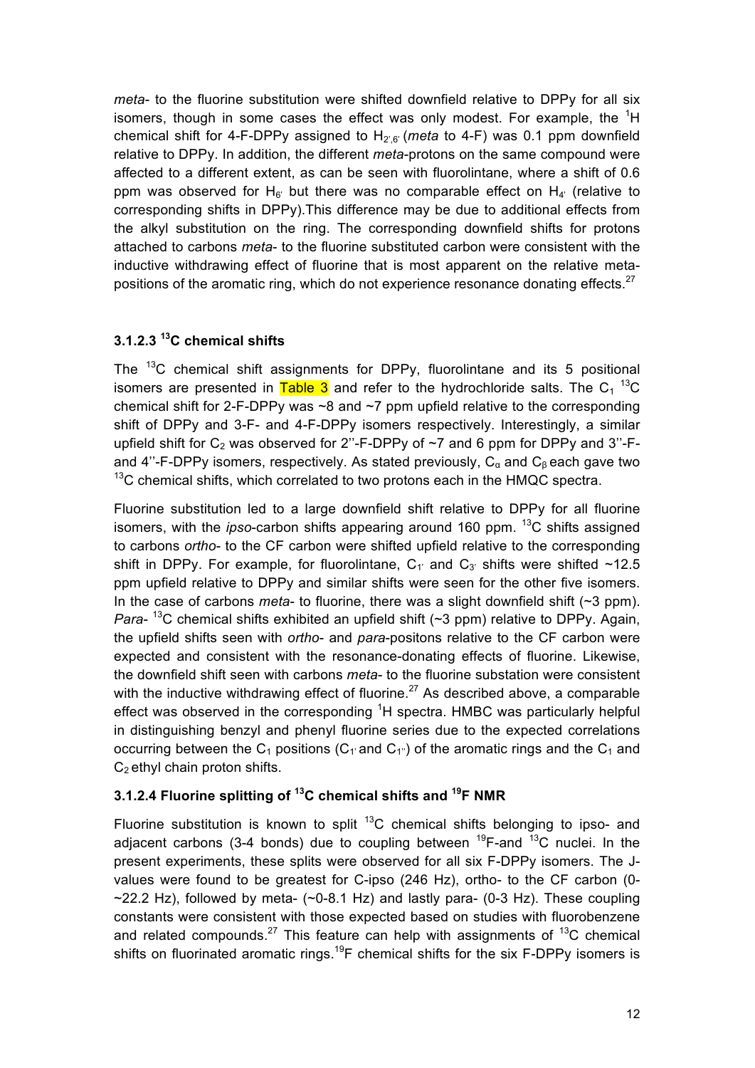*meta*- to the fluorine substitution were shifted downfield relative to DPPy for all six isomers, though in some cases the effect was only modest. For example, the $^{1}H$ chemical shift for 4-F-DPPy assigned to $H_{2',6'}$ (*meta* to 4-F) was 0.1 ppm downfield relative to DPPy. In addition, the different *meta*-protons on the same compound were affected to a different extent, as can be seen with fluorolintane, where a shift of 0.6 ppm was observed for $H_{6'}$ but there was no comparable effect on $H_{4'}$ (relative to corresponding shifts in DPPy).This difference may be due to additional effects from the alkyl substitution on the ring. The corresponding downfield shifts for protons attached to carbons *meta*- to the fluorine substituted carbon were consistent with the inductive withdrawing effect of fluorine that is most apparent on the relative meta-positions of the aromatic ring, which do not experience resonance donating effects.[27]

### 3.1.2.3 $^{13}C$ chemical shifts

The $^{13}C$ chemical shift assignments for DPPy, fluorolintane and its 5 positional isomers are presented in Table 3 and refer to the hydrochloride salts. The $C_1$ $^{13}C$ chemical shift for 2-F-DPPy was ~8 and ~7 ppm upfield relative to the corresponding shift of DPPy and 3-F- and 4-F-DPPy isomers respectively. Interestingly, a similar upfield shift for $C_2$ was observed for 2''-F-DPPy of ~7 and 6 ppm for DPPy and 3''-F- and 4''-F-DPPy isomers, respectively. As stated previously, $C_\alpha$ and $C_\beta$ each gave two $^{13}C$ chemical shifts, which correlated to two protons each in the HMQC spectra.

Fluorine substitution led to a large downfield shift relative to DPPy for all fluorine isomers, with the *ipso*-carbon shifts appearing around 160 ppm. $^{13}C$ shifts assigned to carbons *ortho*- to the CF carbon were shifted upfield relative to the corresponding shift in DPPy. For example, for fluorolintane, $C_{1'}$ and $C_{3'}$ shifts were shifted ~12.5 ppm upfield relative to DPPy and similar shifts were seen for the other five isomers. In the case of carbons *meta*- to fluorine, there was a slight downfield shift (~3 ppm). *Para*- $^{13}C$ chemical shifts exhibited an upfield shift (~3 ppm) relative to DPPy. Again, the upfield shifts seen with *ortho*- and *para*-positons relative to the CF carbon were expected and consistent with the resonance-donating effects of fluorine. Likewise, the downfield shift seen with carbons *meta*- to the fluorine substation were consistent with the inductive withdrawing effect of fluorine.[27] As described above, a comparable effect was observed in the corresponding $^{1}H$ spectra. HMBC was particularly helpful in distinguishing benzyl and phenyl fluorine series due to the expected correlations occurring between the $C_1$ positions ($C_{1'}$ and $C_{1''}$) of the aromatic rings and the $C_1$ and $C_2$ ethyl chain proton shifts.

### 3.1.2.4 Fluorine splitting of $^{13}C$ chemical shifts and $^{19}F$ NMR

Fluorine substitution is known to split $^{13}C$ chemical shifts belonging to ipso- and adjacent carbons (3-4 bonds) due to coupling between $^{19}F$-and $^{13}C$ nuclei. In the present experiments, these splits were observed for all six F-DPPy isomers. The J-values were found to be greatest for C-ipso (246 Hz), ortho- to the CF carbon (0-~22.2 Hz), followed by meta- (~0-8.1 Hz) and lastly para- (0-3 Hz). These coupling constants were consistent with those expected based on studies with fluorobenzene and related compounds.[27] This feature can help with assignments of $^{13}C$ chemical shifts on fluorinated aromatic rings.$^{19}F$ chemical shifts for the six F-DPPy isomers is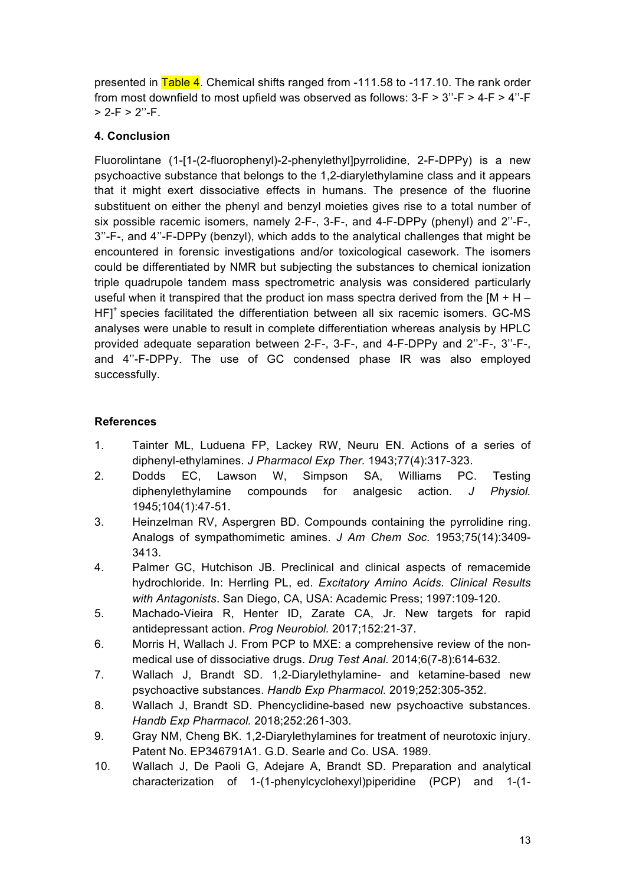presented in Table 4. Chemical shifts ranged from -111.58 to -117.10. The rank order from most downfield to most upfield was observed as follows: 3-F > 3''-F > 4-F > 4''-F > 2-F > 2''-F.

## 4. Conclusion

Fluorolintane (1-[1-(2-fluorophenyl)-2-phenylethyl]pyrrolidine, 2-F-DPPy) is a new psychoactive substance that belongs to the 1,2-diarylethylamine class and it appears that it might exert dissociative effects in humans. The presence of the fluorine substituent on either the phenyl and benzyl moieties gives rise to a total number of six possible racemic isomers, namely 2-F-, 3-F-, and 4-F-DPPy (phenyl) and 2''-F-, 3''-F-, and 4''-F-DPPy (benzyl), which adds to the analytical challenges that might be encountered in forensic investigations and/or toxicological casework. The isomers could be differentiated by NMR but subjecting the substances to chemical ionization triple quadrupole tandem mass spectrometric analysis was considered particularly useful when it transpired that the product ion mass spectra derived from the $[M + H - HF]^+$ species facilitated the differentiation between all six racemic isomers. GC-MS analyses were unable to result in complete differentiation whereas analysis by HPLC provided adequate separation between 2-F-, 3-F-, and 4-F-DPPy and 2''-F-, 3''-F-, and 4''-F-DPPy. The use of GC condensed phase IR was also employed successfully.

## References

1. Tainter ML, Luduena FP, Lackey RW, Neuru EN. Actions of a series of diphenyl-ethylamines. *J Pharmacol Exp Ther.* 1943;77(4):317-323.
2. Dodds EC, Lawson W, Simpson SA, Williams PC. Testing diphenylethylamine compounds for analgesic action. *J Physiol.* 1945;104(1):47-51.
3. Heinzelman RV, Aspergren BD. Compounds containing the pyrrolidine ring. Analogs of sympathomimetic amines. *J Am Chem Soc.* 1953;75(14):3409-3413.
4. Palmer GC, Hutchison JB. Preclinical and clinical aspects of remacemide hydrochloride. In: Herrling PL, ed. *Excitatory Amino Acids. Clinical Results with Antagonists*. San Diego, CA, USA: Academic Press; 1997:109-120.
5. Machado-Vieira R, Henter ID, Zarate CA, Jr. New targets for rapid antidepressant action. *Prog Neurobiol.* 2017;152:21-37.
6. Morris H, Wallach J. From PCP to MXE: a comprehensive review of the non-medical use of dissociative drugs. *Drug Test Anal.* 2014;6(7-8):614-632.
7. Wallach J, Brandt SD. 1,2-Diarylethylamine- and ketamine-based new psychoactive substances. *Handb Exp Pharmacol.* 2019;252:305-352.
8. Wallach J, Brandt SD. Phencyclidine-based new psychoactive substances. *Handb Exp Pharmacol.* 2018;252:261-303.
9. Gray NM, Cheng BK. 1,2-Diarylethylamines for treatment of neurotoxic injury. Patent No. EP346791A1. G.D. Searle and Co. USA. 1989.
10. Wallach J, De Paoli G, Adejare A, Brandt SD. Preparation and analytical characterization of 1-(1-phenylcyclohexyl)piperidine (PCP) and 1-(1-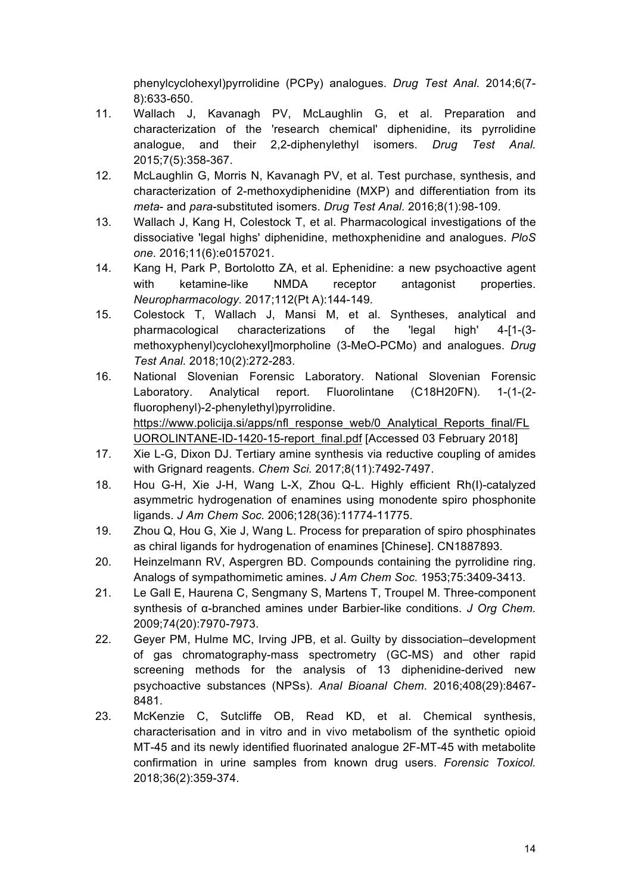phenylcyclohexyl)pyrrolidine (PCPy) analogues. *Drug Test Anal.* 2014;6(7-8):633-650.

11. Wallach J, Kavanagh PV, McLaughlin G, et al. Preparation and characterization of the 'research chemical' diphenidine, its pyrrolidine analogue, and their 2,2-diphenylethyl isomers. *Drug Test Anal.* 2015;7(5):358-367.
12. McLaughlin G, Morris N, Kavanagh PV, et al. Test purchase, synthesis, and characterization of 2-methoxydiphenidine (MXP) and differentiation from its *meta*- and *para*-substituted isomers. *Drug Test Anal.* 2016;8(1):98-109.
13. Wallach J, Kang H, Colestock T, et al. Pharmacological investigations of the dissociative 'legal highs' diphenidine, methoxphenidine and analogues. *PloS one.* 2016;11(6):e0157021.
14. Kang H, Park P, Bortolotto ZA, et al. Ephenidine: a new psychoactive agent with ketamine-like NMDA receptor antagonist properties. *Neuropharmacology.* 2017;112(Pt A):144-149.
15. Colestock T, Wallach J, Mansi M, et al. Syntheses, analytical and pharmacological characterizations of the 'legal high' 4-[1-(3-methoxyphenyl)cyclohexyl]morpholine (3-MeO-PCMo) and analogues. *Drug Test Anal.* 2018;10(2):272-283.
16. National Slovenian Forensic Laboratory. National Slovenian Forensic Laboratory. Analytical report. Fluorolintane (C18H20FN). 1-(1-(2-fluorophenyl)-2-phenylethyl)pyrrolidine. https://www.policija.si/apps/nfl_response_web/0_Analytical_Reports_final/FLUOROLINTANE-ID-1420-15-report_final.pdf [Accessed 03 February 2018]
17. Xie L-G, Dixon DJ. Tertiary amine synthesis via reductive coupling of amides with Grignard reagents. *Chem Sci.* 2017;8(11):7492-7497.
18. Hou G-H, Xie J-H, Wang L-X, Zhou Q-L. Highly efficient Rh(I)-catalyzed asymmetric hydrogenation of enamines using monodente spiro phosphonite ligands. *J Am Chem Soc.* 2006;128(36):11774-11775.
19. Zhou Q, Hou G, Xie J, Wang L. Process for preparation of spiro phosphinates as chiral ligands for hydrogenation of enamines [Chinese]. CN1887893.
20. Heinzelmann RV, Aspergren BD. Compounds containing the pyrrolidine ring. Analogs of sympathomimetic amines. *J Am Chem Soc.* 1953;75:3409-3413.
21. Le Gall E, Haurena C, Sengmany S, Martens T, Troupel M. Three-component synthesis of α-branched amines under Barbier-like conditions. *J Org Chem.* 2009;74(20):7970-7973.
22. Geyer PM, Hulme MC, Irving JPB, et al. Guilty by dissociation–development of gas chromatography-mass spectrometry (GC-MS) and other rapid screening methods for the analysis of 13 diphenidine-derived new psychoactive substances (NPSs). *Anal Bioanal Chem.* 2016;408(29):8467-8481.
23. McKenzie C, Sutcliffe OB, Read KD, et al. Chemical synthesis, characterisation and in vitro and in vivo metabolism of the synthetic opioid MT-45 and its newly identified fluorinated analogue 2F-MT-45 with metabolite confirmation in urine samples from known drug users. *Forensic Toxicol.* 2018;36(2):359-374.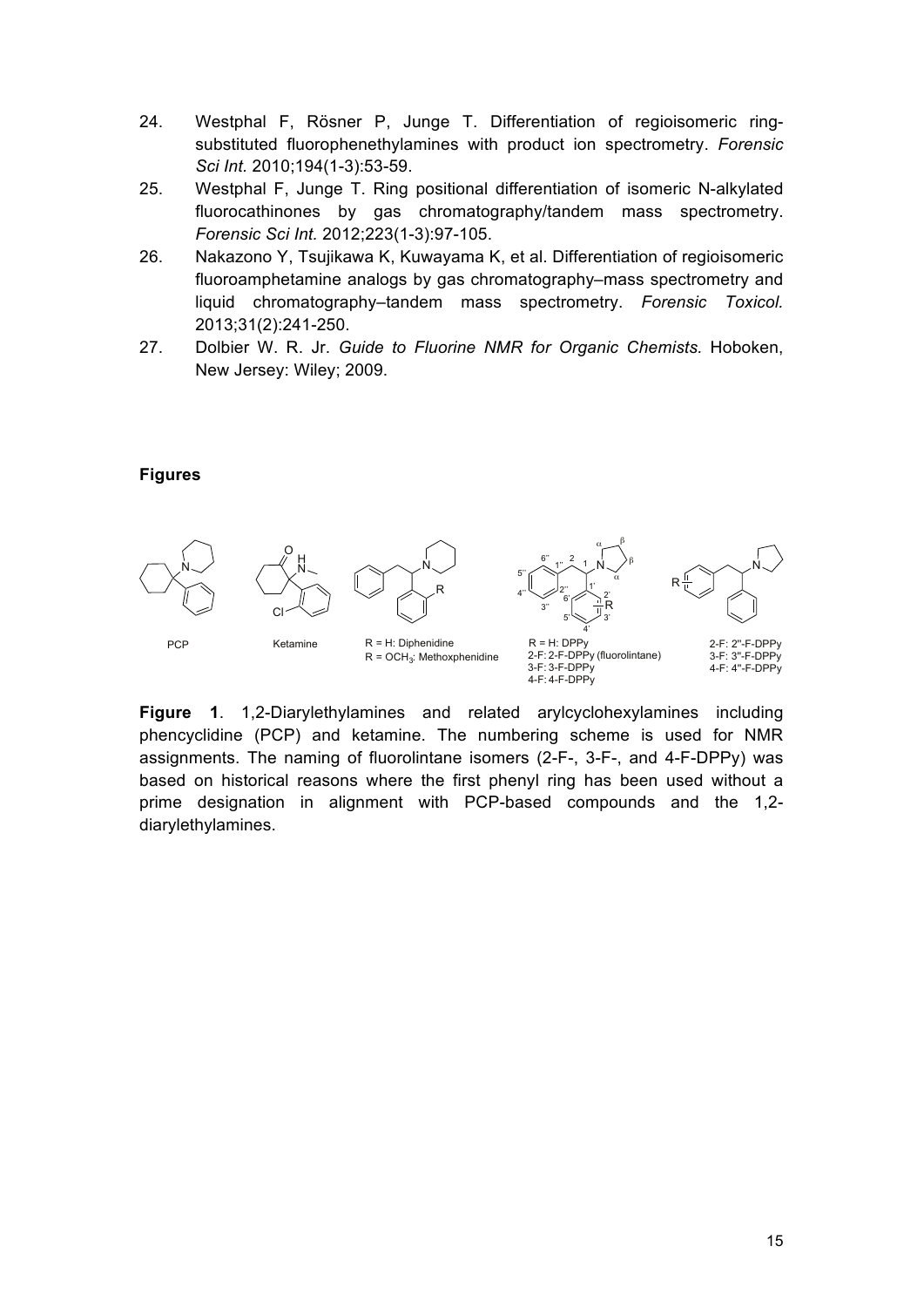24. Westphal F, Rösner P, Junge T. Differentiation of regioisomeric ring-substituted fluorophenethylamines with product ion spectrometry. *Forensic Sci Int.* 2010;194(1-3):53-59.
25. Westphal F, Junge T. Ring positional differentiation of isomeric N-alkylated fluorocathinones by gas chromatography/tandem mass spectrometry. *Forensic Sci Int.* 2012;223(1-3):97-105.
26. Nakazono Y, Tsujikawa K, Kuwayama K, et al. Differentiation of regioisomeric fluoroamphetamine analogs by gas chromatography–mass spectrometry and liquid chromatography–tandem mass spectrometry. *Forensic Toxicol.* 2013;31(2):241-250.
27. Dolbier W. R. Jr. *Guide to Fluorine NMR for Organic Chemists.* Hoboken, New Jersey: Wiley; 2009.

**Figures**

PCP | Ketamine | R = H: Diphenidine; R = $OCH_3$: Methoxphenidine | R = H: DPPy; 2-F: 2-F-DPPy (fluorolintane); 3-F: 3-F-DPPy; 4-F: 4-F-DPPy | 2-F: 2''-F-DPPy; 3-F: 3''-F-DPPy; 4-F: 4''-F-DPPy

**Figure 1**. 1,2-Diarylethylamines and related arylcyclohexylamines including phencyclidine (PCP) and ketamine. The numbering scheme is used for NMR assignments. The naming of fluorolintane isomers (2-F-, 3-F-, and 4-F-DPPy) was based on historical reasons where the first phenyl ring has been used without a prime designation in alignment with PCP-based compounds and the 1,2-diarylethylamines.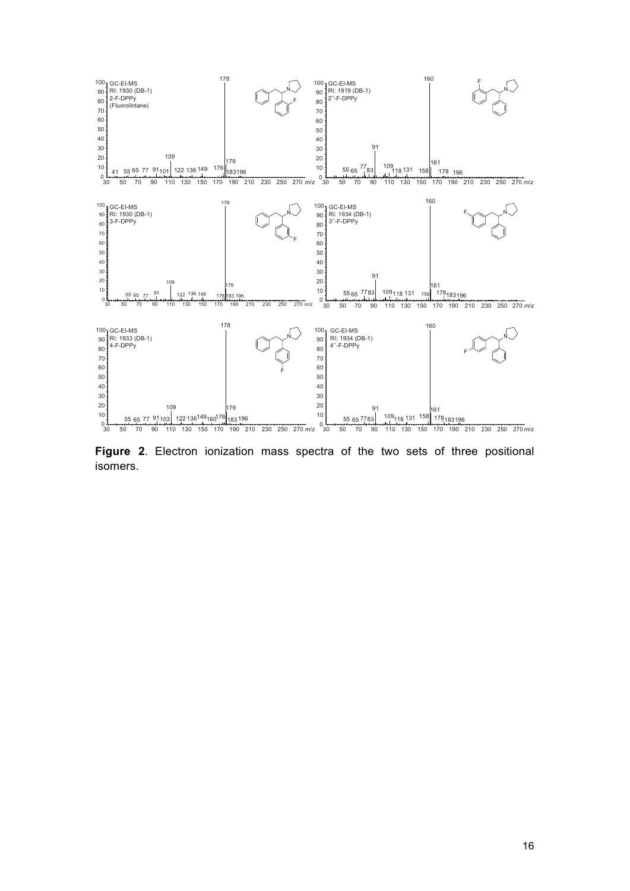**Figure 2**. Electron ionization mass spectra of the two sets of three positional isomers.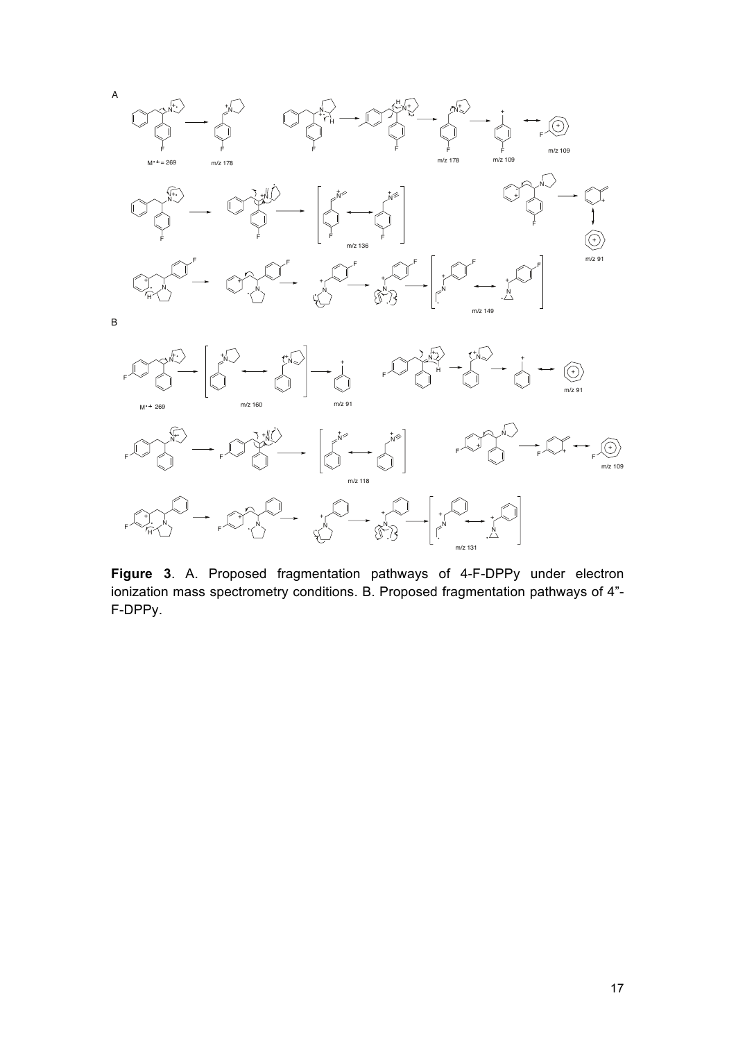**Figure 3**. A. Proposed fragmentation pathways of 4-F-DPPy under electron ionization mass spectrometry conditions. B. Proposed fragmentation pathways of 4”-F-DPPy.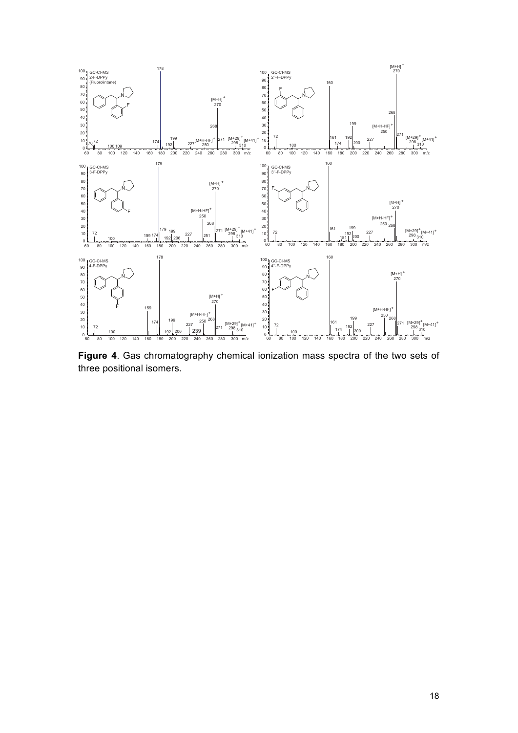**Figure 4**. Gas chromatography chemical ionization mass spectra of the two sets of three positional isomers.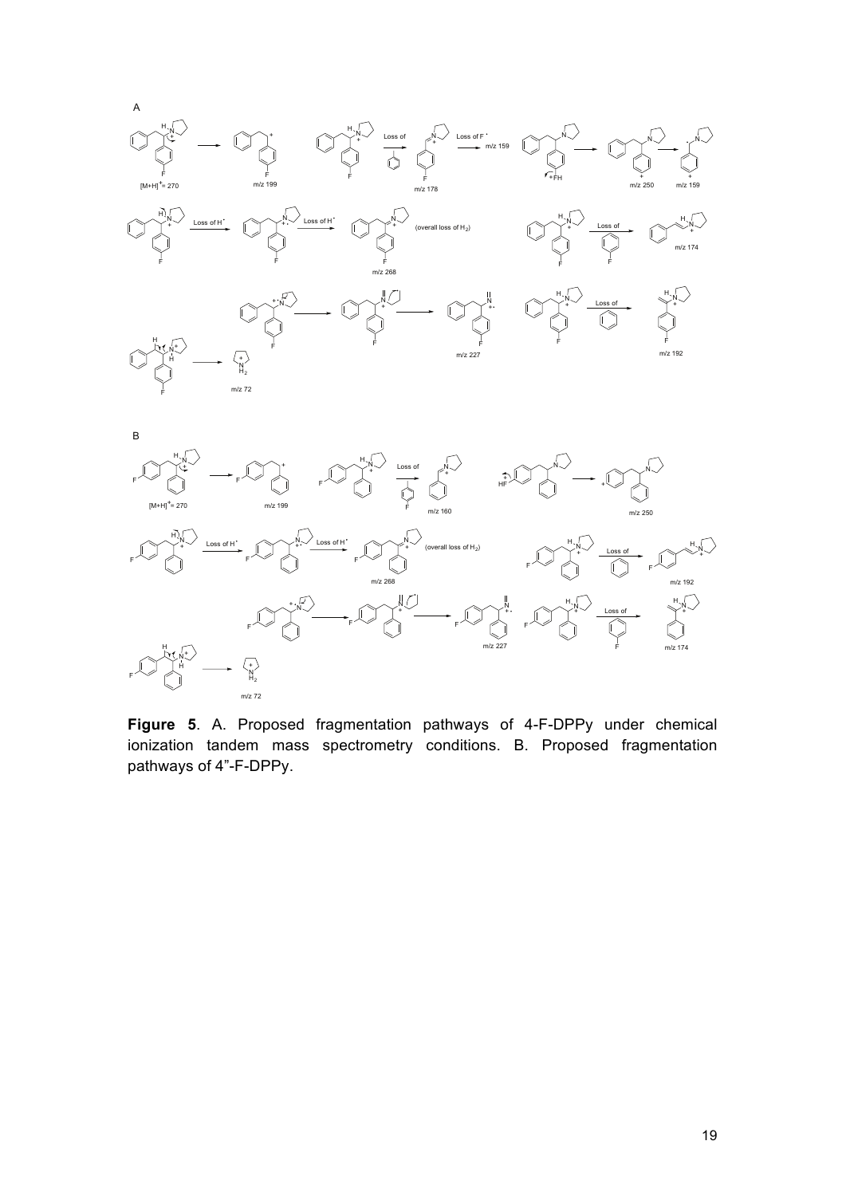**Figure 5**. A. Proposed fragmentation pathways of 4-F-DPPy under chemical ionization tandem mass spectrometry conditions. B. Proposed fragmentation pathways of 4”-F-DPPy.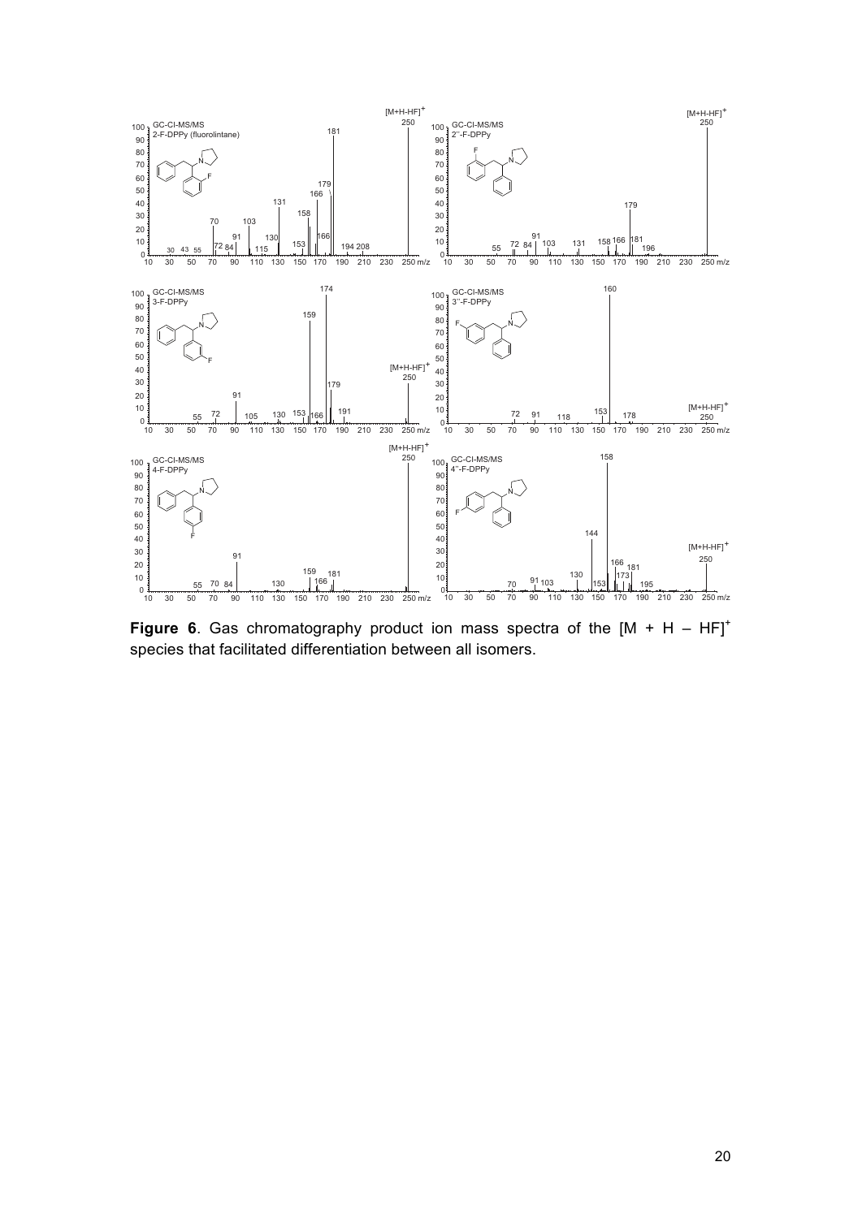**Figure 6**. Gas chromatography product ion mass spectra of the $[M + H – HF]^+$ species that facilitated differentiation between all isomers.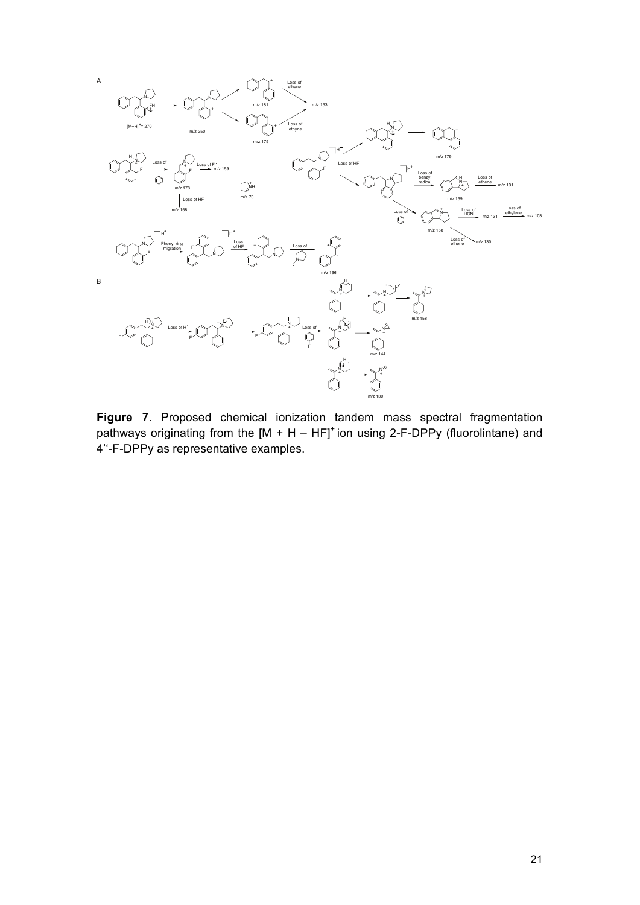**Figure 7**. Proposed chemical ionization tandem mass spectral fragmentation pathways originating from the $[M + H - HF]^+$ ion using 2-F-DPPy (fluorolintane) and 4''-F-DPPy as representative examples.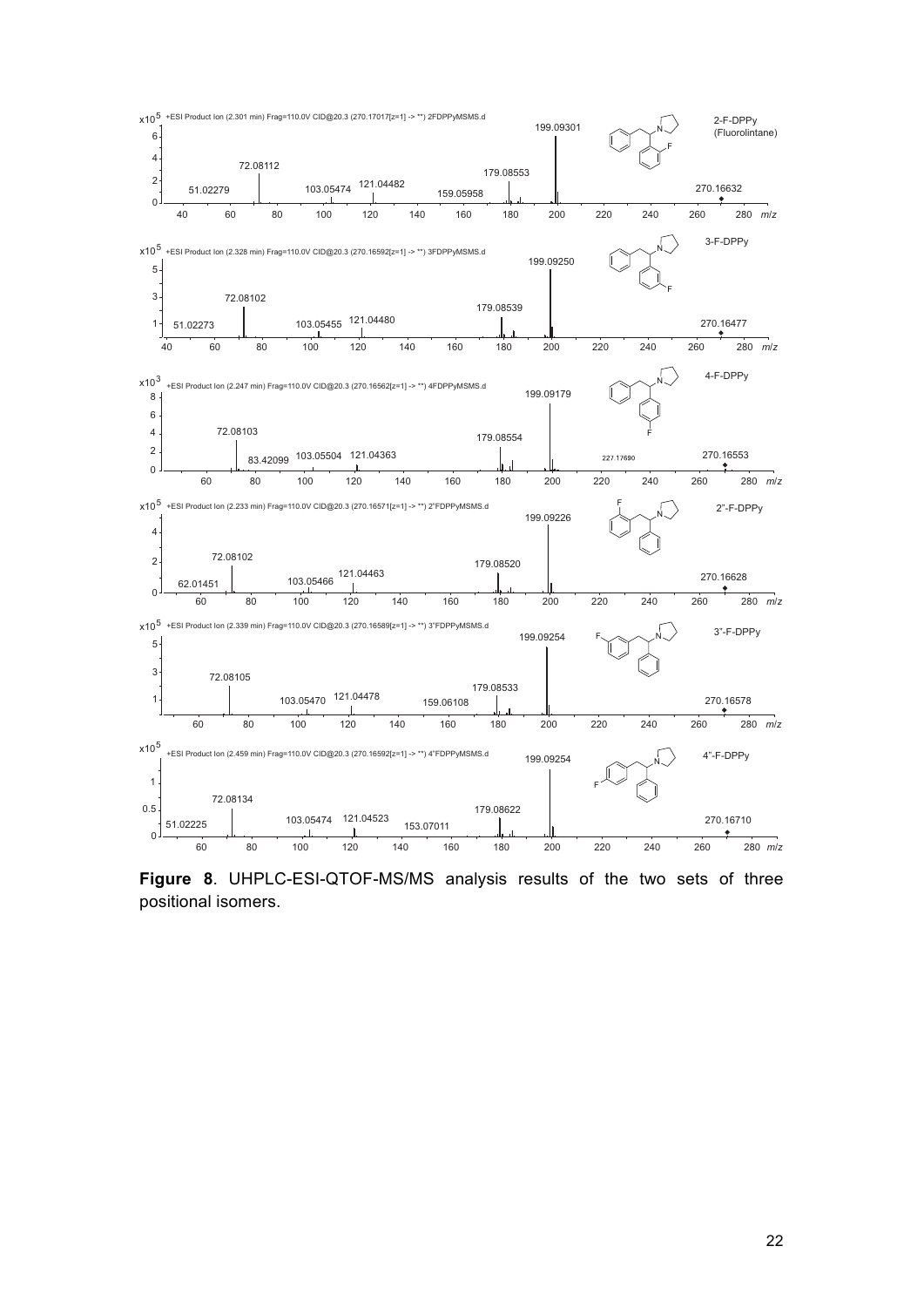**Figure 8**. UHPLC-ESI-QTOF-MS/MS analysis results of the two sets of three positional isomers.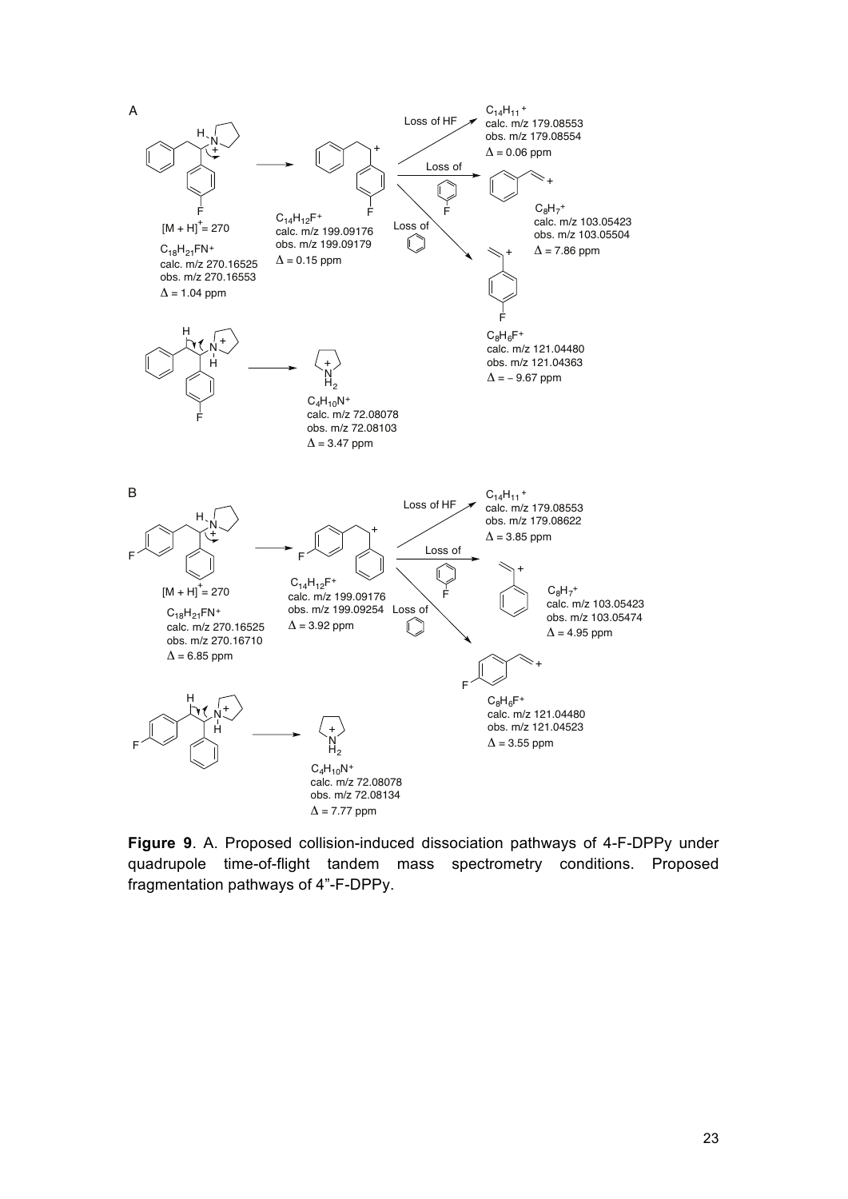A

Loss of HF

$C_{14}H_{11}^+$
calc. m/z 179.08553
obs. m/z 179.08554
$\Delta$ = 0.06 ppm

Loss of (fluorobenzene)

$C_8H_7^+$
calc. m/z 103.05423
obs. m/z 103.05504
$\Delta$ = 7.86 ppm

Loss of (benzene)

$[M + H]^+$ = 270
$C_{18}H_{21}FN^+$
calc. m/z 270.16525
obs. m/z 270.16553
$\Delta$ = 1.04 ppm

$C_{14}H_{12}F^+$
calc. m/z 199.09176
obs. m/z 199.09179
$\Delta$ = 0.15 ppm

$C_8H_6F^+$
calc. m/z 121.04480
obs. m/z 121.04363
$\Delta$ = − 9.67 ppm

$C_4H_{10}N^+$
calc. m/z 72.08078
obs. m/z 72.08103
$\Delta$ = 3.47 ppm

B

Loss of HF

$C_{14}H_{11}^+$
calc. m/z 179.08553
obs. m/z 179.08622
$\Delta$ = 3.85 ppm

Loss of (fluorobenzene)

$C_8H_7^+$
calc. m/z 103.05423
obs. m/z 103.05474
$\Delta$ = 4.95 ppm

Loss of (benzene)

$[M + H]^+$ = 270
$C_{18}H_{21}FN^+$
calc. m/z 270.16525
obs. m/z 270.16710
$\Delta$ = 6.85 ppm

$C_{14}H_{12}F^+$
calc. m/z 199.09176
obs. m/z 199.09254
$\Delta$ = 3.92 ppm

$C_8H_6F^+$
calc. m/z 121.04480
obs. m/z 121.04523
$\Delta$ = 3.55 ppm

$C_4H_{10}N^+$
calc. m/z 72.08078
obs. m/z 72.08134
$\Delta$ = 7.77 ppm

**Figure 9**. A. Proposed collision-induced dissociation pathways of 4-F-DPPy under quadrupole time-of-flight tandem mass spectrometry conditions. Proposed fragmentation pathways of 4”-F-DPPy.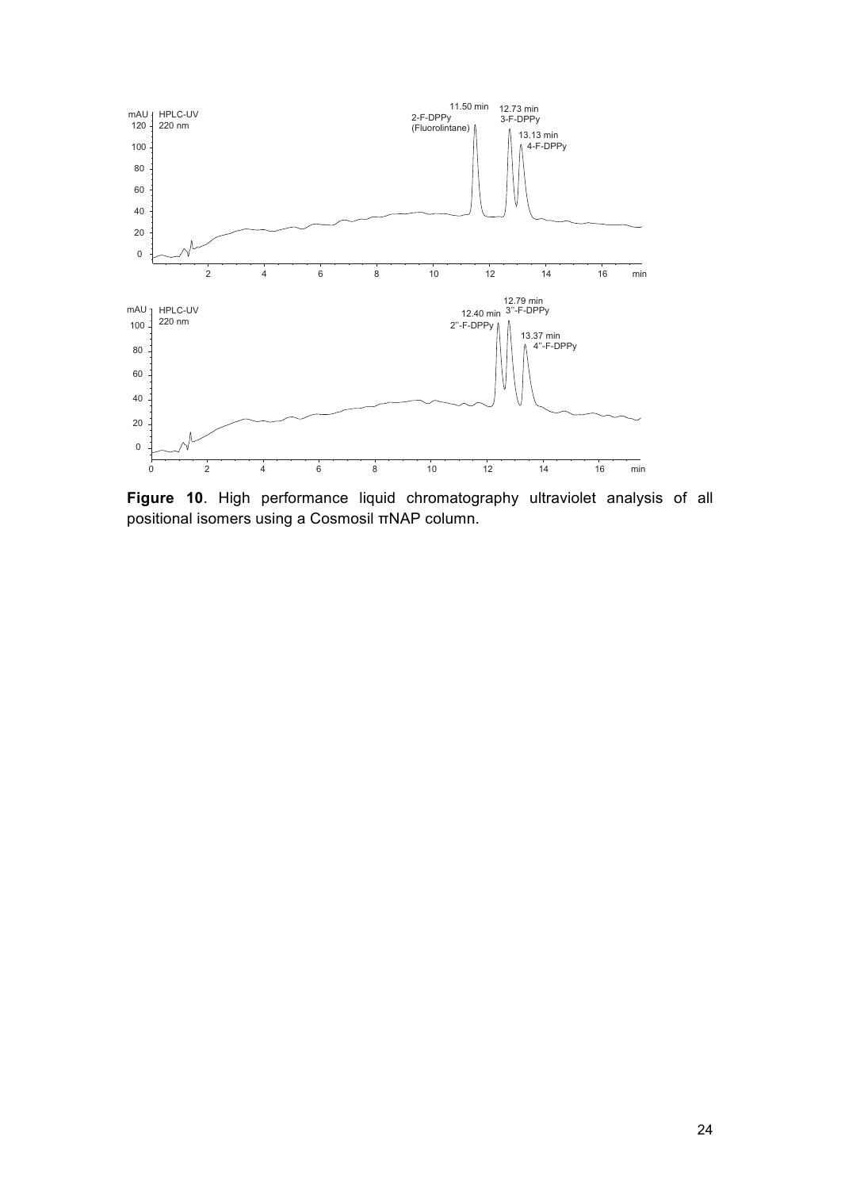**Figure 10**. High performance liquid chromatography ultraviolet analysis of all positional isomers using a Cosmosil πNAP column.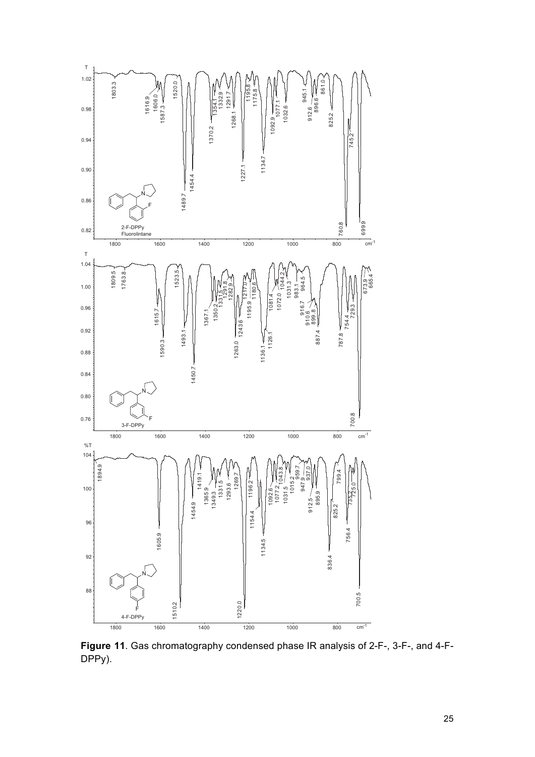**Figure 11**. Gas chromatography condensed phase IR analysis of 2-F-, 3-F-, and 4-F-DPPy).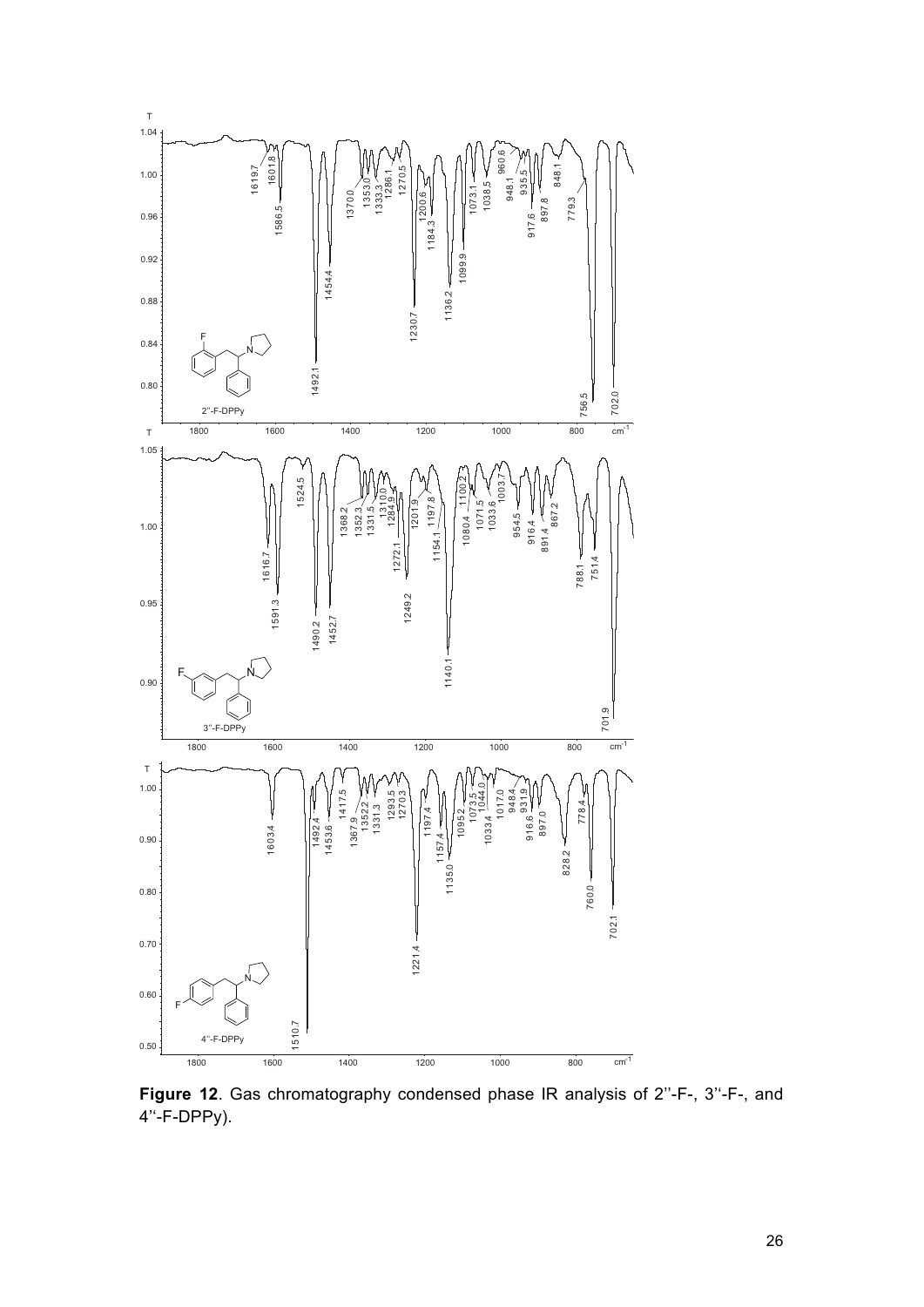**Figure 12**. Gas chromatography condensed phase IR analysis of 2''-F-, 3''-F-, and 4''-F-DPPy).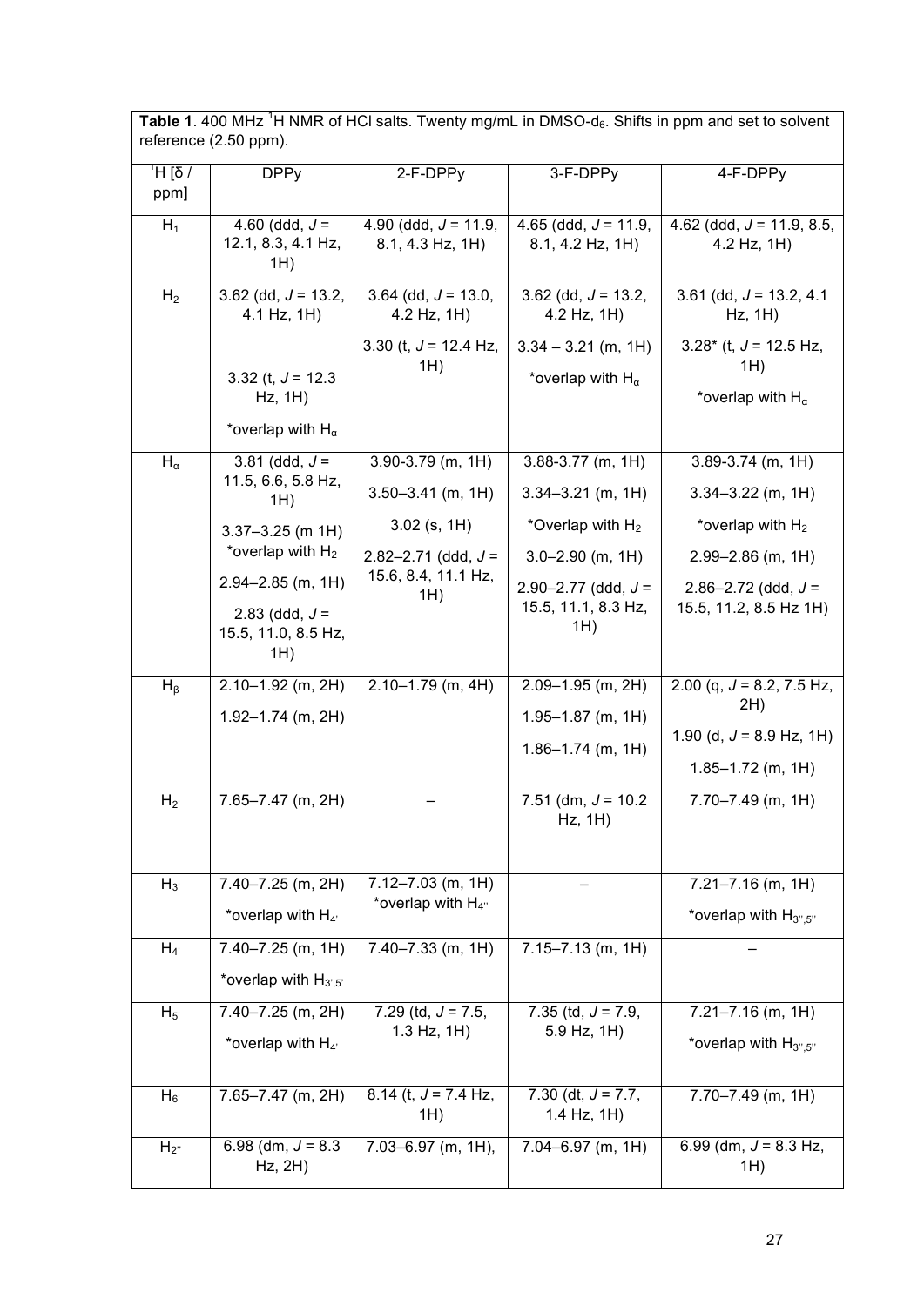**Table 1**. 400 MHz [1]H NMR of HCl salts. Twenty mg/mL in DMSO-$d_6$. Shifts in ppm and set to solvent reference (2.50 ppm).

| [1]H [δ / ppm] | DPPy | 2-F-DPPy | 3-F-DPPy | 4-F-DPPy |
|---|---|---|---|---|
| $H_1$ | 4.60 (ddd, *J* = 12.1, 8.3, 4.1 Hz, 1H) | 4.90 (ddd, *J* = 11.9, 8.1, 4.3 Hz, 1H) | 4.65 (ddd, *J* = 11.9, 8.1, 4.2 Hz, 1H) | 4.62 (ddd, *J* = 11.9, 8.5, 4.2 Hz, 1H) |
| $H_2$ | 3.62 (dd, *J* = 13.2, 4.1 Hz, 1H)<br>3.32 (t, *J* = 12.3 Hz, 1H)<br>*overlap with $H_\alpha$ | 3.64 (dd, *J* = 13.0, 4.2 Hz, 1H)<br>3.30 (t, *J* = 12.4 Hz, 1H) | 3.62 (dd, *J* = 13.2, 4.2 Hz, 1H)<br>3.34 – 3.21 (m, 1H)<br>*overlap with $H_\alpha$ | 3.61 (dd, *J* = 13.2, 4.1 Hz, 1H)<br>3.28* (t, *J* = 12.5 Hz, 1H)<br>*overlap with $H_\alpha$ |
| $H_\alpha$ | 3.81 (ddd, *J* = 11.5, 6.6, 5.8 Hz, 1H)<br>3.37–3.25 (m 1H) *overlap with $H_2$<br>2.94–2.85 (m, 1H)<br>2.83 (ddd, *J* = 15.5, 11.0, 8.5 Hz, 1H) | 3.90-3.79 (m, 1H)<br>3.50–3.41 (m, 1H)<br>3.02 (s, 1H)<br>2.82–2.71 (ddd, *J* = 15.6, 8.4, 11.1 Hz, 1H) | 3.88-3.77 (m, 1H)<br>3.34–3.21 (m, 1H)<br>*Overlap with $H_2$<br>3.0–2.90 (m, 1H)<br>2.90–2.77 (ddd, *J* = 15.5, 11.1, 8.3 Hz, 1H) | 3.89-3.74 (m, 1H)<br>3.34–3.22 (m, 1H)<br>*overlap with $H_2$<br>2.99–2.86 (m, 1H)<br>2.86–2.72 (ddd, *J* = 15.5, 11.2, 8.5 Hz 1H) |
| $H_\beta$ | 2.10–1.92 (m, 2H)<br>1.92–1.74 (m, 2H) | 2.10–1.79 (m, 4H) | 2.09–1.95 (m, 2H)<br>1.95–1.87 (m, 1H)<br>1.86–1.74 (m, 1H) | 2.00 (q, *J* = 8.2, 7.5 Hz, 2H)<br>1.90 (d, *J* = 8.9 Hz, 1H)<br>1.85–1.72 (m, 1H) |
| $H_{2'}$ | 7.65–7.47 (m, 2H) | – | 7.51 (dm, *J* = 10.2 Hz, 1H) | 7.70–7.49 (m, 1H) |
| $H_{3'}$ | 7.40–7.25 (m, 2H)<br>*overlap with $H_{4'}$ | 7.12–7.03 (m, 1H)<br>*overlap with $H_{4''}$ | – | 7.21–7.16 (m, 1H)<br>*overlap with $H_{3'',5''}$ |
| $H_{4'}$ | 7.40–7.25 (m, 1H)<br>*overlap with $H_{3',5'}$ | 7.40–7.33 (m, 1H) | 7.15–7.13 (m, 1H) | – |
| $H_{5'}$ | 7.40–7.25 (m, 2H)<br>*overlap with $H_{4'}$ | 7.29 (td, *J* = 7.5, 1.3 Hz, 1H) | 7.35 (td, *J* = 7.9, 5.9 Hz, 1H) | 7.21–7.16 (m, 1H)<br>*overlap with $H_{3'',5''}$ |
| $H_{6'}$ | 7.65–7.47 (m, 2H) | 8.14 (t, *J* = 7.4 Hz, 1H) | 7.30 (dt, *J* = 7.7, 1.4 Hz, 1H) | 7.70–7.49 (m, 1H) |
| $H_{2''}$ | 6.98 (dm, *J* = 8.3 Hz, 2H) | 7.03–6.97 (m, 1H), | 7.04–6.97 (m, 1H) | 6.99 (dm, *J* = 8.3 Hz, 1H) |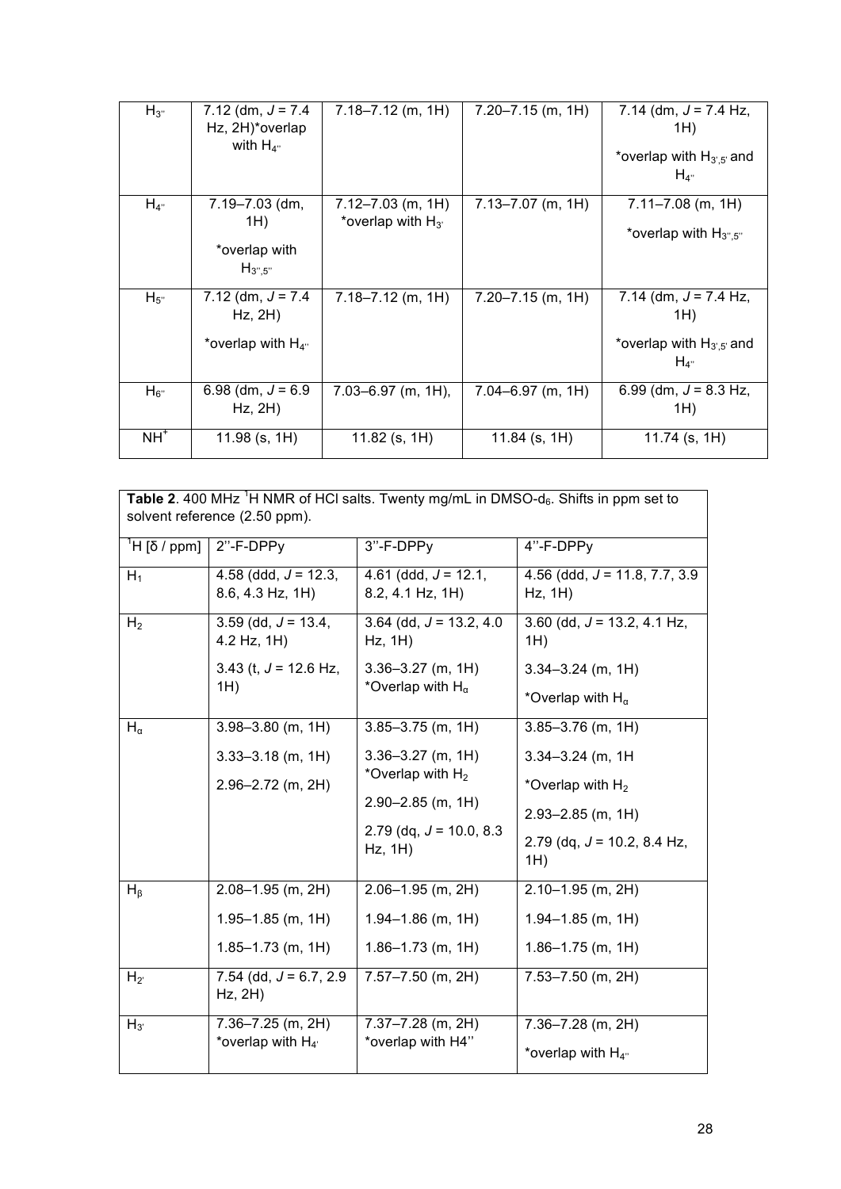| | | | | |
|---|---|---|---|---|
| $H_{3''}$ | 7.12 (dm, $J$ = 7.4 Hz, 2H)*overlap with $H_{4''}$ | 7.18–7.12 (m, 1H) | 7.20–7.15 (m, 1H) | 7.14 (dm, $J$ = 7.4 Hz, 1H) *overlap with $H_{3',5'}$ and $H_{4''}$ |
| $H_{4''}$ | 7.19–7.03 (dm, 1H) *overlap with $H_{3'',5''}$ | 7.12–7.03 (m, 1H) *overlap with $H_{3'}$ | 7.13–7.07 (m, 1H) | 7.11–7.08 (m, 1H) *overlap with $H_{3'',5''}$ |
| $H_{5''}$ | 7.12 (dm, $J$ = 7.4 Hz, 2H) *overlap with $H_{4''}$ | 7.18–7.12 (m, 1H) | 7.20–7.15 (m, 1H) | 7.14 (dm, $J$ = 7.4 Hz, 1H) *overlap with $H_{3',5'}$ and $H_{4''}$ |
| $H_{6''}$ | 6.98 (dm, $J$ = 6.9 Hz, 2H) | 7.03–6.97 (m, 1H), | 7.04–6.97 (m, 1H) | 6.99 (dm, $J$ = 8.3 Hz, 1H) |
| $NH^+$ | 11.98 (s, 1H) | 11.82 (s, 1H) | 11.84 (s, 1H) | 11.74 (s, 1H) |

**Table 2**. 400 MHz $^1$H NMR of HCl salts. Twenty mg/mL in DMSO-d$_6$. Shifts in ppm set to solvent reference (2.50 ppm).

| $^1$H [δ / ppm] | 2''-F-DPPy | 3''-F-DPPy | 4''-F-DPPy |
|---|---|---|---|
| $H_1$ | 4.58 (ddd, $J$ = 12.3, 8.6, 4.3 Hz, 1H) | 4.61 (ddd, $J$ = 12.1, 8.2, 4.1 Hz, 1H) | 4.56 (ddd, $J$ = 11.8, 7.7, 3.9 Hz, 1H) |
| $H_2$ | 3.59 (dd, $J$ = 13.4, 4.2 Hz, 1H) 3.43 (t, $J$ = 12.6 Hz, 1H) | 3.64 (dd, $J$ = 13.2, 4.0 Hz, 1H) 3.36–3.27 (m, 1H) *Overlap with $H_\alpha$ | 3.60 (dd, $J$ = 13.2, 4.1 Hz, 1H) 3.34–3.24 (m, 1H) *Overlap with $H_\alpha$ |
| $H_\alpha$ | 3.98–3.80 (m, 1H) 3.33–3.18 (m, 1H) 2.96–2.72 (m, 2H) | 3.85–3.75 (m, 1H) 3.36–3.27 (m, 1H) *Overlap with $H_2$ 2.90–2.85 (m, 1H) 2.79 (dq, $J$ = 10.0, 8.3 Hz, 1H) | 3.85–3.76 (m, 1H) 3.34–3.24 (m, 1H *Overlap with $H_2$ 2.93–2.85 (m, 1H) 2.79 (dq, $J$ = 10.2, 8.4 Hz, 1H) |
| $H_\beta$ | 2.08–1.95 (m, 2H) 1.95–1.85 (m, 1H) 1.85–1.73 (m, 1H) | 2.06–1.95 (m, 2H) 1.94–1.86 (m, 1H) 1.86–1.73 (m, 1H) | 2.10–1.95 (m, 2H) 1.94–1.85 (m, 1H) 1.86–1.75 (m, 1H) |
| $H_{2'}$ | 7.54 (dd, $J$ = 6.7, 2.9 Hz, 2H) | 7.57–7.50 (m, 2H) | 7.53–7.50 (m, 2H) |
| $H_{3'}$ | 7.36–7.25 (m, 2H) *overlap with $H_{4'}$ | 7.37–7.28 (m, 2H) *overlap with H4'' | 7.36–7.28 (m, 2H) *overlap with $H_{4''}$ |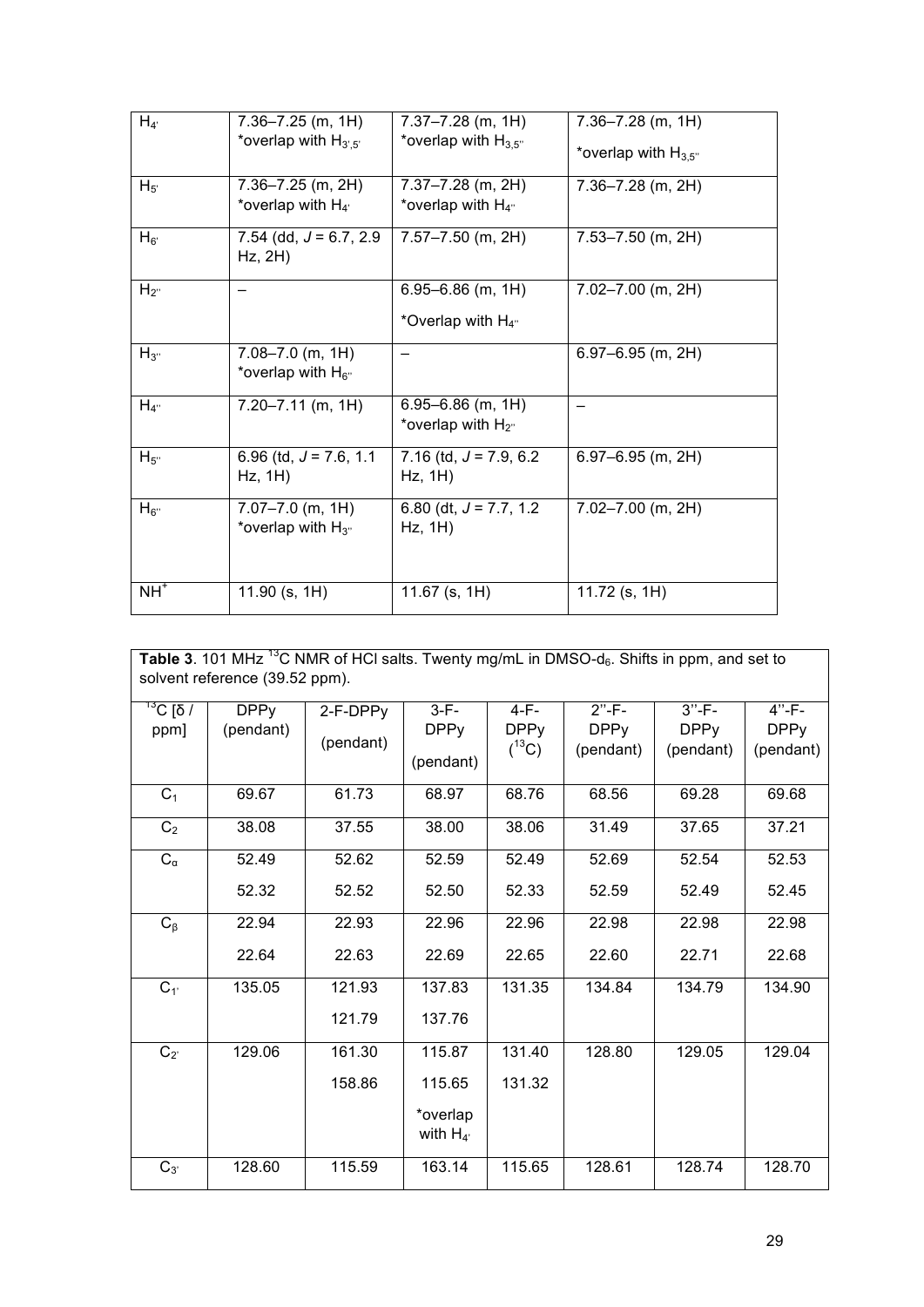| $H_{4'}$ | 7.36–7.25 (m, 1H) *overlap with $H_{3',5'}$ | 7.37–7.28 (m, 1H) *overlap with $H_{3,5''}$ | 7.36–7.28 (m, 1H) *overlap with $H_{3,5''}$ |
|---|---|---|---|
| $H_{5'}$ | 7.36–7.25 (m, 2H) *overlap with $H_{4'}$ | 7.37–7.28 (m, 2H) *overlap with $H_{4''}$ | 7.36–7.28 (m, 2H) |
| $H_{6'}$ | 7.54 (dd, $J$ = 6.7, 2.9 Hz, 2H) | 7.57–7.50 (m, 2H) | 7.53–7.50 (m, 2H) |
| $H_{2''}$ | – | 6.95–6.86 (m, 1H) *Overlap with $H_{4''}$ | 7.02–7.00 (m, 2H) |
| $H_{3''}$ | 7.08–7.0 (m, 1H) *overlap with $H_{6''}$ | – | 6.97–6.95 (m, 2H) |
| $H_{4''}$ | 7.20–7.11 (m, 1H) | 6.95–6.86 (m, 1H) *overlap with $H_{2''}$ | – |
| $H_{5''}$ | 6.96 (td, $J$ = 7.6, 1.1 Hz, 1H) | 7.16 (td, $J$ = 7.9, 6.2 Hz, 1H) | 6.97–6.95 (m, 2H) |
| $H_{6''}$ | 7.07–7.0 (m, 1H) *overlap with $H_{3''}$ | 6.80 (dt, $J$ = 7.7, 1.2 Hz, 1H) | 7.02–7.00 (m, 2H) |
| $NH^+$ | 11.90 (s, 1H) | 11.67 (s, 1H) | 11.72 (s, 1H) |

**Table 3**. 101 MHz $^{13}C$ NMR of HCl salts. Twenty mg/mL in DMSO-$d_6$. Shifts in ppm, and set to solvent reference (39.52 ppm).

| $^{13}C$ [δ / ppm] | DPPy (pendant) | 2-F-DPPy (pendant) | 3-F-DPPy (pendant) | 4-F-DPPy ($^{13}C$) | 2''-F-DPPy (pendant) | 3''-F-DPPy (pendant) | 4''-F-DPPy (pendant) |
|---|---|---|---|---|---|---|---|
| $C_1$ | 69.67 | 61.73 | 68.97 | 68.76 | 68.56 | 69.28 | 69.68 |
| $C_2$ | 38.08 | 37.55 | 38.00 | 38.06 | 31.49 | 37.65 | 37.21 |
| $C_\alpha$ | 52.49<br>52.32 | 52.62<br>52.52 | 52.59<br>52.50 | 52.49<br>52.33 | 52.69<br>52.59 | 52.54<br>52.49 | 52.53<br>52.45 |
| $C_\beta$ | 22.94<br>22.64 | 22.93<br>22.63 | 22.96<br>22.69 | 22.96<br>22.65 | 22.98<br>22.60 | 22.98<br>22.71 | 22.98<br>22.68 |
| $C_{1'}$ | 135.05 | 121.93<br>121.79 | 137.83<br>137.76 | 131.35 | 134.84 | 134.79 | 134.90 |
| $C_{2'}$ | 129.06 | 161.30<br>158.86 | 115.87<br>115.65<br>*overlap with $H_{4'}$ | 131.40<br>131.32 | 128.80 | 129.05 | 129.04 |
| $C_{3'}$ | 128.60 | 115.59 | 163.14 | 115.65 | 128.61 | 128.74 | 128.70 |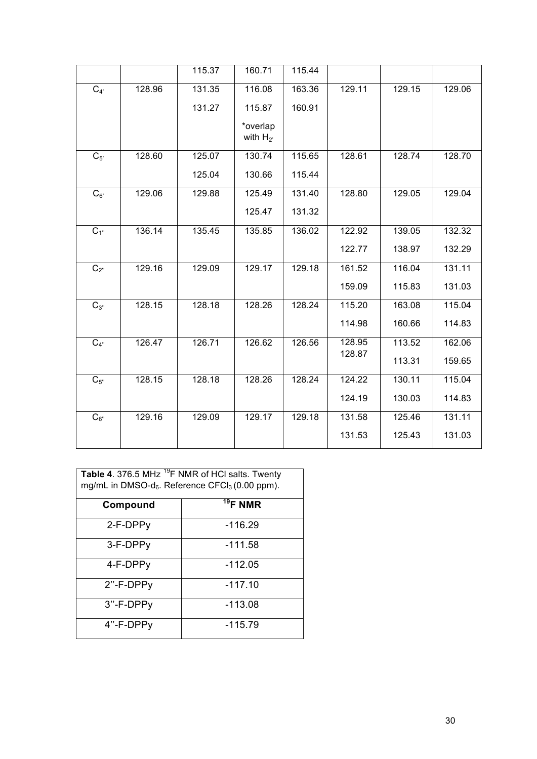| | | | | | | | |
|---|---|---|---|---|---|---|---|
| | | 115.37 | 160.71 | 115.44 | | | |
| $C_{4'}$ | 128.96 | 131.35<br>131.27 | 116.08<br>115.87<br>*overlap with $H_{2'}$ | 163.36<br>160.91 | 129.11 | 129.15 | 129.06 |
| $C_{5'}$ | 128.60 | 125.07<br>125.04 | 130.74<br>130.66 | 115.65<br>115.44 | 128.61 | 128.74 | 128.70 |
| $C_{6'}$ | 129.06 | 129.88 | 125.49<br>125.47 | 131.40<br>131.32 | 128.80 | 129.05 | 129.04 |
| $C_{1''}$ | 136.14 | 135.45 | 135.85 | 136.02 | 122.92<br>122.77 | 139.05<br>138.97 | 132.32<br>132.29 |
| $C_{2''}$ | 129.16 | 129.09 | 129.17 | 129.18 | 161.52<br>159.09 | 116.04<br>115.83 | 131.11<br>131.03 |
| $C_{3''}$ | 128.15 | 128.18 | 128.26 | 128.24 | 115.20<br>114.98 | 163.08<br>160.66 | 115.04<br>114.83 |
| $C_{4''}$ | 126.47 | 126.71 | 126.62 | 126.56 | 128.95<br>128.87 | 113.52<br>113.31 | 162.06<br>159.65 |
| $C_{5''}$ | 128.15 | 128.18 | 128.26 | 128.24 | 124.22<br>124.19 | 130.11<br>130.03 | 115.04<br>114.83 |
| $C_{6''}$ | 129.16 | 129.09 | 129.17 | 129.18 | 131.58<br>131.53 | 125.46<br>125.43 | 131.11<br>131.03 |

**Table 4**. 376.5 MHz $^{19}$F NMR of HCl salts. Twenty mg/mL in DMSO-$d_6$. Reference $CFCl_3$ (0.00 ppm).

| Compound | $^{19}$F NMR |
|---|---|
| 2-F-DPPy | -116.29 |
| 3-F-DPPy | -111.58 |
| 4-F-DPPy | -112.05 |
| 2''-F-DPPy | -117.10 |
| 3''-F-DPPy | -113.08 |
| 4''-F-DPPy | -115.79 |